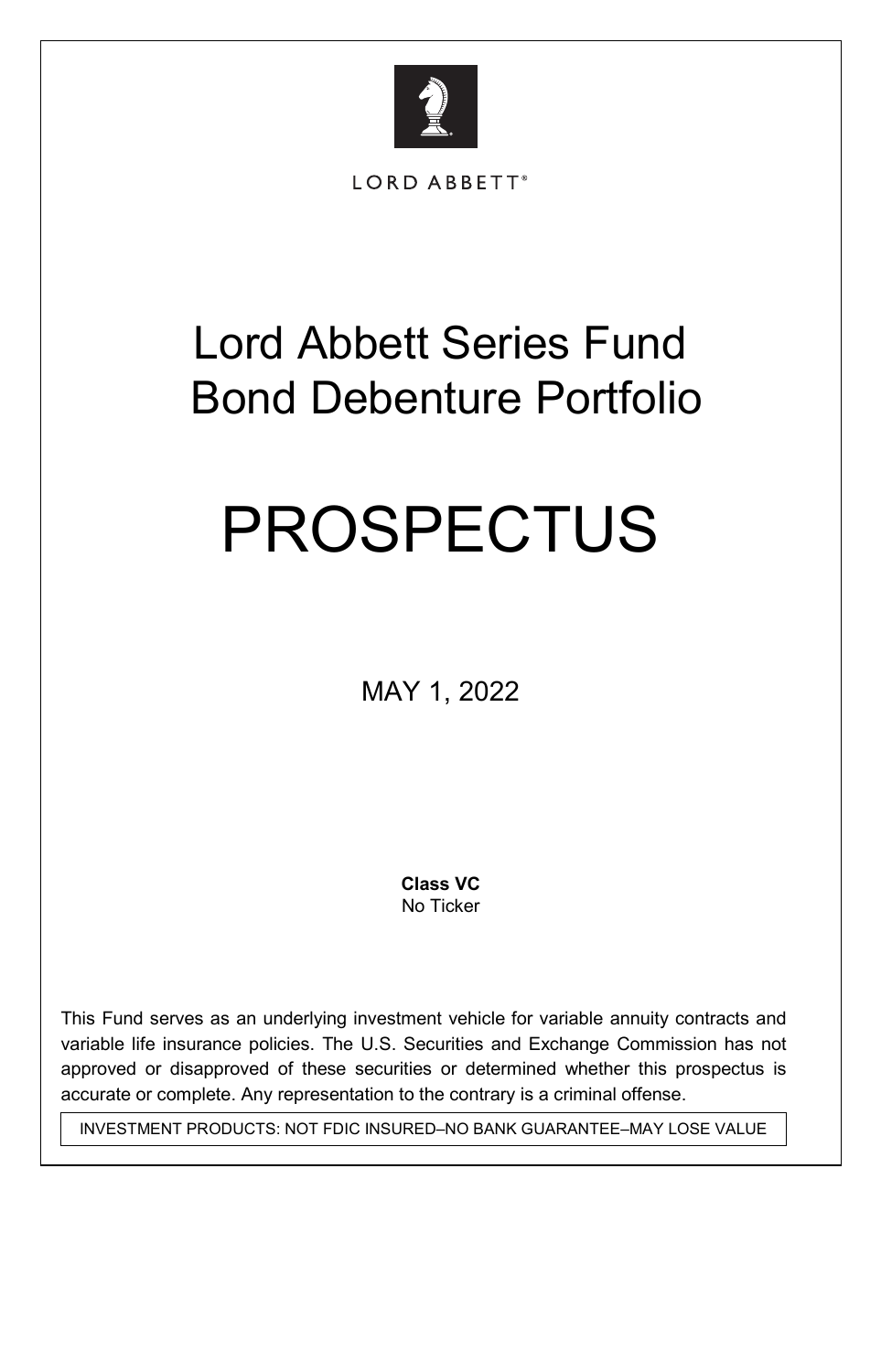LORD ABBETT®

# Lord Abbett Series Fund Bond Debenture Portfolio

# PROSPECTUS

MAY 1, 2022

**Class VC**
No Ticker

This Fund serves as an underlying investment vehicle for variable annuity contracts and variable life insurance policies. The U.S. Securities and Exchange Commission has not approved or disapproved of these securities or determined whether this prospectus is accurate or complete. Any representation to the contrary is a criminal offense.

INVESTMENT PRODUCTS: NOT FDIC INSURED–NO BANK GUARANTEE–MAY LOSE VALUE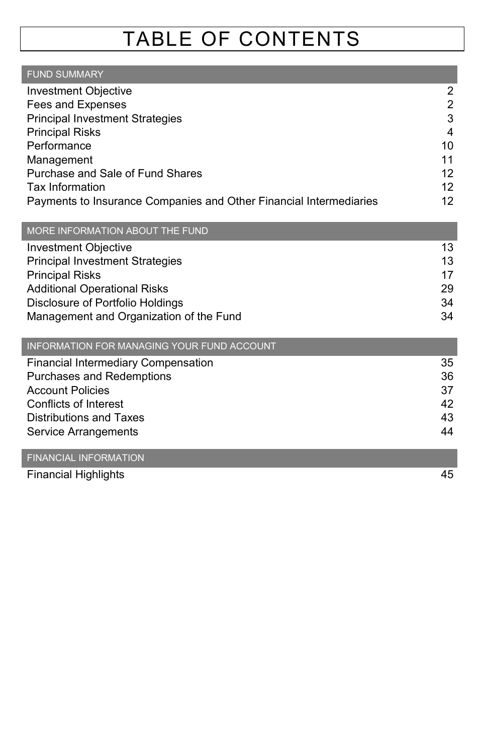# TABLE OF CONTENTS

| FUND SUMMARY | |
|---|---|
| Investment Objective | 2 |
| Fees and Expenses | 2 |
| Principal Investment Strategies | 3 |
| Principal Risks | 4 |
| Performance | 10 |
| Management | 11 |
| Purchase and Sale of Fund Shares | 12 |
| Tax Information | 12 |
| Payments to Insurance Companies and Other Financial Intermediaries | 12 |

| MORE INFORMATION ABOUT THE FUND | |
|---|---|
| Investment Objective | 13 |
| Principal Investment Strategies | 13 |
| Principal Risks | 17 |
| Additional Operational Risks | 29 |
| Disclosure of Portfolio Holdings | 34 |
| Management and Organization of the Fund | 34 |

| INFORMATION FOR MANAGING YOUR FUND ACCOUNT | |
|---|---|
| Financial Intermediary Compensation | 35 |
| Purchases and Redemptions | 36 |
| Account Policies | 37 |
| Conflicts of Interest | 42 |
| Distributions and Taxes | 43 |
| Service Arrangements | 44 |

| FINANCIAL INFORMATION | |
|---|---|
| Financial Highlights | 45 |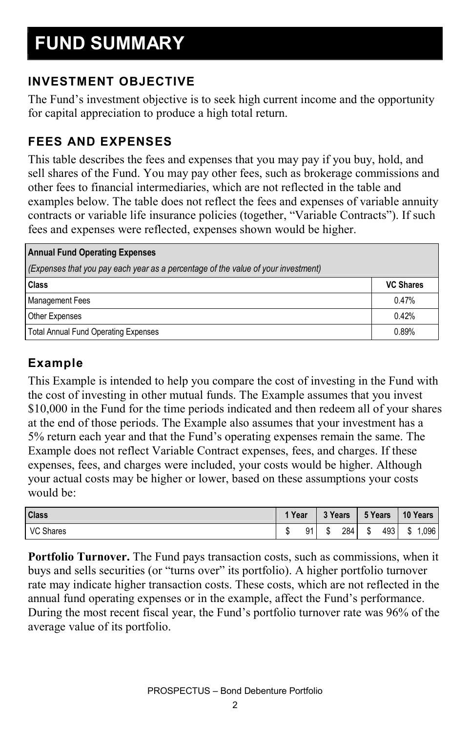# FUND SUMMARY

## INVESTMENT OBJECTIVE

The Fund's investment objective is to seek high current income and the opportunity for capital appreciation to produce a high total return.

## FEES AND EXPENSES

This table describes the fees and expenses that you may pay if you buy, hold, and sell shares of the Fund. You may pay other fees, such as brokerage commissions and other fees to financial intermediaries, which are not reflected in the table and examples below. The table does not reflect the fees and expenses of variable annuity contracts or variable life insurance policies (together, "Variable Contracts"). If such fees and expenses were reflected, expenses shown would be higher.

| **Annual Fund Operating Expenses** *(Expenses that you pay each year as a percentage of the value of your investment)* | |
|---|---|
| **Class** | **VC Shares** |
| Management Fees | 0.47% |
| Other Expenses | 0.42% |
| Total Annual Fund Operating Expenses | 0.89% |

### Example

This Example is intended to help you compare the cost of investing in the Fund with the cost of investing in other mutual funds. The Example assumes that you invest $10,000 in the Fund for the time periods indicated and then redeem all of your shares at the end of those periods. The Example also assumes that your investment has a 5% return each year and that the Fund's operating expenses remain the same. The Example does not reflect Variable Contract expenses, fees, and charges. If these expenses, fees, and charges were included, your costs would be higher. Although your actual costs may be higher or lower, based on these assumptions your costs would be:

| Class | 1 Year | 3 Years | 5 Years | 10 Years |
|---|---|---|---|---|
| VC Shares | $ 91 | $ 284 | $ 493 | $ 1,096 |

**Portfolio Turnover.** The Fund pays transaction costs, such as commissions, when it buys and sells securities (or "turns over" its portfolio). A higher portfolio turnover rate may indicate higher transaction costs. These costs, which are not reflected in the annual fund operating expenses or in the example, affect the Fund's performance. During the most recent fiscal year, the Fund's portfolio turnover rate was 96% of the average value of its portfolio.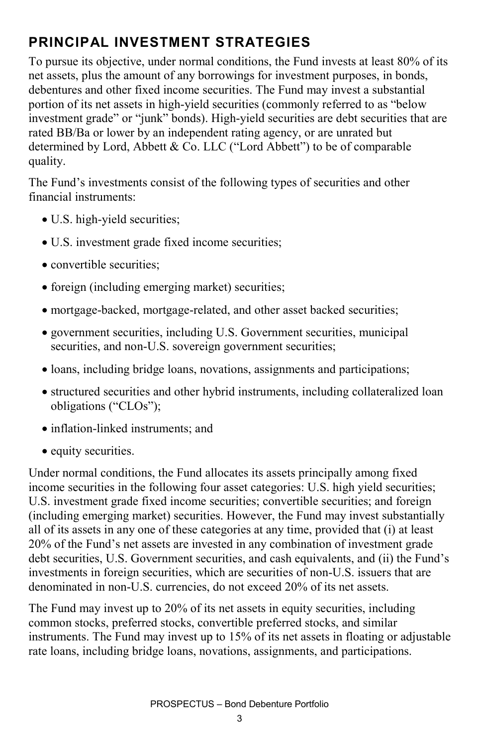## PRINCIPAL INVESTMENT STRATEGIES

To pursue its objective, under normal conditions, the Fund invests at least 80% of its net assets, plus the amount of any borrowings for investment purposes, in bonds, debentures and other fixed income securities. The Fund may invest a substantial portion of its net assets in high-yield securities (commonly referred to as "below investment grade" or "junk" bonds). High-yield securities are debt securities that are rated BB/Ba or lower by an independent rating agency, or are unrated but determined by Lord, Abbett & Co. LLC ("Lord Abbett") to be of comparable quality.

The Fund's investments consist of the following types of securities and other financial instruments:

- U.S. high-yield securities;
- U.S. investment grade fixed income securities;
- convertible securities;
- foreign (including emerging market) securities;
- mortgage-backed, mortgage-related, and other asset backed securities;
- government securities, including U.S. Government securities, municipal securities, and non-U.S. sovereign government securities;
- loans, including bridge loans, novations, assignments and participations;
- structured securities and other hybrid instruments, including collateralized loan obligations ("CLOs");
- inflation-linked instruments; and
- equity securities.

Under normal conditions, the Fund allocates its assets principally among fixed income securities in the following four asset categories: U.S. high yield securities; U.S. investment grade fixed income securities; convertible securities; and foreign (including emerging market) securities. However, the Fund may invest substantially all of its assets in any one of these categories at any time, provided that (i) at least 20% of the Fund's net assets are invested in any combination of investment grade debt securities, U.S. Government securities, and cash equivalents, and (ii) the Fund's investments in foreign securities, which are securities of non-U.S. issuers that are denominated in non-U.S. currencies, do not exceed 20% of its net assets.

The Fund may invest up to 20% of its net assets in equity securities, including common stocks, preferred stocks, convertible preferred stocks, and similar instruments. The Fund may invest up to 15% of its net assets in floating or adjustable rate loans, including bridge loans, novations, assignments, and participations.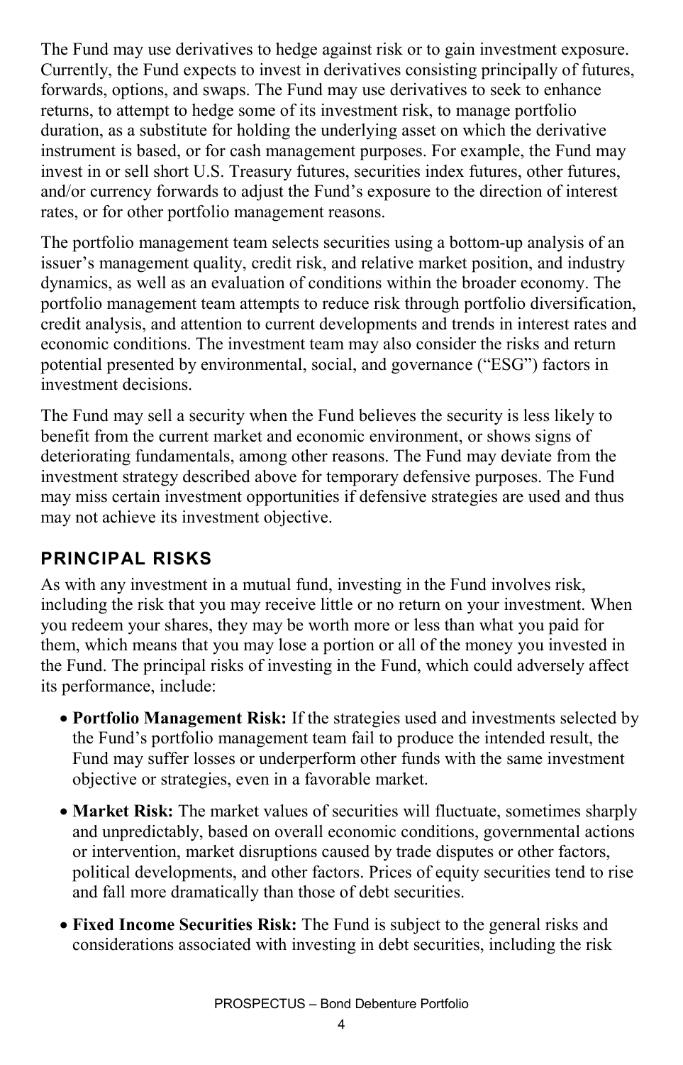The Fund may use derivatives to hedge against risk or to gain investment exposure. Currently, the Fund expects to invest in derivatives consisting principally of futures, forwards, options, and swaps. The Fund may use derivatives to seek to enhance returns, to attempt to hedge some of its investment risk, to manage portfolio duration, as a substitute for holding the underlying asset on which the derivative instrument is based, or for cash management purposes. For example, the Fund may invest in or sell short U.S. Treasury futures, securities index futures, other futures, and/or currency forwards to adjust the Fund's exposure to the direction of interest rates, or for other portfolio management reasons.

The portfolio management team selects securities using a bottom-up analysis of an issuer's management quality, credit risk, and relative market position, and industry dynamics, as well as an evaluation of conditions within the broader economy. The portfolio management team attempts to reduce risk through portfolio diversification, credit analysis, and attention to current developments and trends in interest rates and economic conditions. The investment team may also consider the risks and return potential presented by environmental, social, and governance ("ESG") factors in investment decisions.

The Fund may sell a security when the Fund believes the security is less likely to benefit from the current market and economic environment, or shows signs of deteriorating fundamentals, among other reasons. The Fund may deviate from the investment strategy described above for temporary defensive purposes. The Fund may miss certain investment opportunities if defensive strategies are used and thus may not achieve its investment objective.

## PRINCIPAL RISKS

As with any investment in a mutual fund, investing in the Fund involves risk, including the risk that you may receive little or no return on your investment. When you redeem your shares, they may be worth more or less than what you paid for them, which means that you may lose a portion or all of the money you invested in the Fund. The principal risks of investing in the Fund, which could adversely affect its performance, include:

- **Portfolio Management Risk:** If the strategies used and investments selected by the Fund's portfolio management team fail to produce the intended result, the Fund may suffer losses or underperform other funds with the same investment objective or strategies, even in a favorable market.
- **Market Risk:** The market values of securities will fluctuate, sometimes sharply and unpredictably, based on overall economic conditions, governmental actions or intervention, market disruptions caused by trade disputes or other factors, political developments, and other factors. Prices of equity securities tend to rise and fall more dramatically than those of debt securities.
- **Fixed Income Securities Risk:** The Fund is subject to the general risks and considerations associated with investing in debt securities, including the risk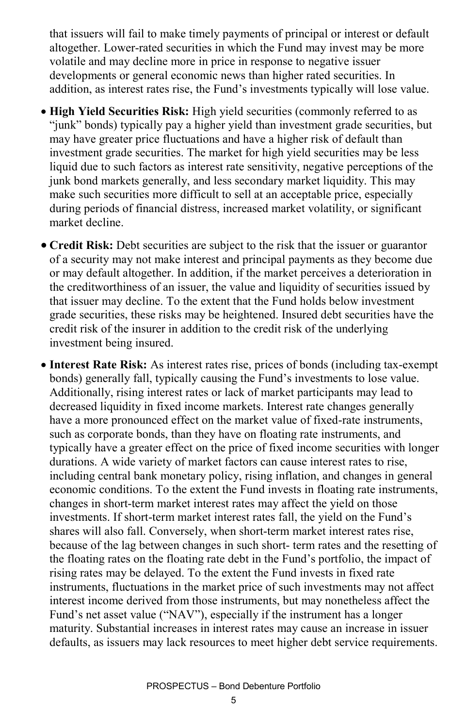that issuers will fail to make timely payments of principal or interest or default altogether. Lower-rated securities in which the Fund may invest may be more volatile and may decline more in price in response to negative issuer developments or general economic news than higher rated securities. In addition, as interest rates rise, the Fund's investments typically will lose value.

- **High Yield Securities Risk:** High yield securities (commonly referred to as "junk" bonds) typically pay a higher yield than investment grade securities, but may have greater price fluctuations and have a higher risk of default than investment grade securities. The market for high yield securities may be less liquid due to such factors as interest rate sensitivity, negative perceptions of the junk bond markets generally, and less secondary market liquidity. This may make such securities more difficult to sell at an acceptable price, especially during periods of financial distress, increased market volatility, or significant market decline.
- **Credit Risk:** Debt securities are subject to the risk that the issuer or guarantor of a security may not make interest and principal payments as they become due or may default altogether. In addition, if the market perceives a deterioration in the creditworthiness of an issuer, the value and liquidity of securities issued by that issuer may decline. To the extent that the Fund holds below investment grade securities, these risks may be heightened. Insured debt securities have the credit risk of the insurer in addition to the credit risk of the underlying investment being insured.
- **Interest Rate Risk:** As interest rates rise, prices of bonds (including tax-exempt bonds) generally fall, typically causing the Fund's investments to lose value. Additionally, rising interest rates or lack of market participants may lead to decreased liquidity in fixed income markets. Interest rate changes generally have a more pronounced effect on the market value of fixed-rate instruments, such as corporate bonds, than they have on floating rate instruments, and typically have a greater effect on the price of fixed income securities with longer durations. A wide variety of market factors can cause interest rates to rise, including central bank monetary policy, rising inflation, and changes in general economic conditions. To the extent the Fund invests in floating rate instruments, changes in short-term market interest rates may affect the yield on those investments. If short-term market interest rates fall, the yield on the Fund's shares will also fall. Conversely, when short-term market interest rates rise, because of the lag between changes in such short- term rates and the resetting of the floating rates on the floating rate debt in the Fund's portfolio, the impact of rising rates may be delayed. To the extent the Fund invests in fixed rate instruments, fluctuations in the market price of such investments may not affect interest income derived from those instruments, but may nonetheless affect the Fund's net asset value ("NAV"), especially if the instrument has a longer maturity. Substantial increases in interest rates may cause an increase in issuer defaults, as issuers may lack resources to meet higher debt service requirements.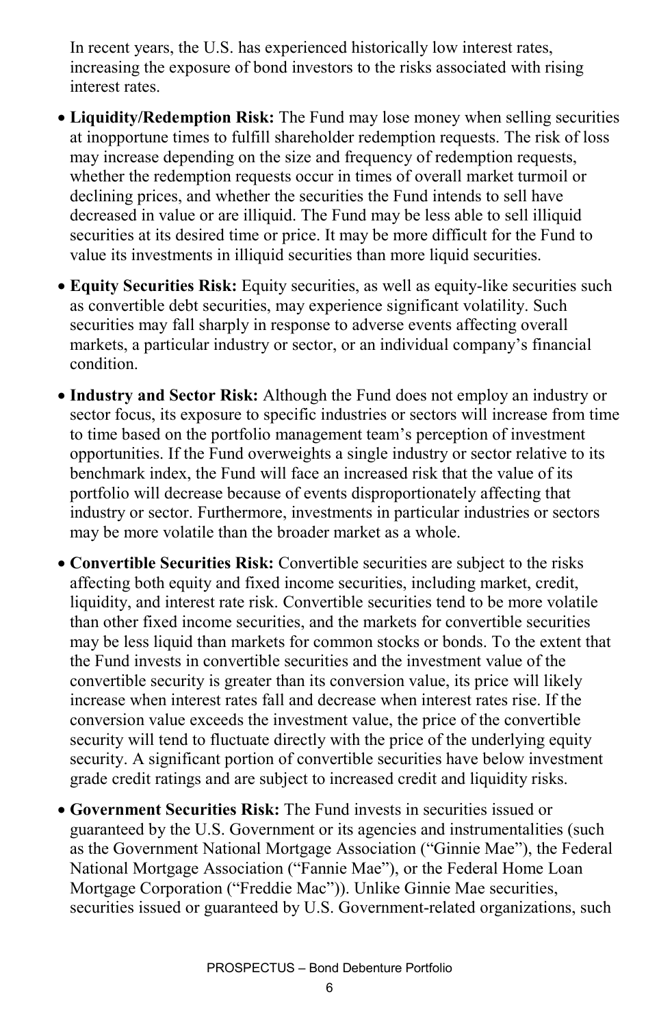In recent years, the U.S. has experienced historically low interest rates, increasing the exposure of bond investors to the risks associated with rising interest rates.

- **Liquidity/Redemption Risk:** The Fund may lose money when selling securities at inopportune times to fulfill shareholder redemption requests. The risk of loss may increase depending on the size and frequency of redemption requests, whether the redemption requests occur in times of overall market turmoil or declining prices, and whether the securities the Fund intends to sell have decreased in value or are illiquid. The Fund may be less able to sell illiquid securities at its desired time or price. It may be more difficult for the Fund to value its investments in illiquid securities than more liquid securities.
- **Equity Securities Risk:** Equity securities, as well as equity-like securities such as convertible debt securities, may experience significant volatility. Such securities may fall sharply in response to adverse events affecting overall markets, a particular industry or sector, or an individual company's financial condition.
- **Industry and Sector Risk:** Although the Fund does not employ an industry or sector focus, its exposure to specific industries or sectors will increase from time to time based on the portfolio management team's perception of investment opportunities. If the Fund overweights a single industry or sector relative to its benchmark index, the Fund will face an increased risk that the value of its portfolio will decrease because of events disproportionately affecting that industry or sector. Furthermore, investments in particular industries or sectors may be more volatile than the broader market as a whole.
- **Convertible Securities Risk:** Convertible securities are subject to the risks affecting both equity and fixed income securities, including market, credit, liquidity, and interest rate risk. Convertible securities tend to be more volatile than other fixed income securities, and the markets for convertible securities may be less liquid than markets for common stocks or bonds. To the extent that the Fund invests in convertible securities and the investment value of the convertible security is greater than its conversion value, its price will likely increase when interest rates fall and decrease when interest rates rise. If the conversion value exceeds the investment value, the price of the convertible security will tend to fluctuate directly with the price of the underlying equity security. A significant portion of convertible securities have below investment grade credit ratings and are subject to increased credit and liquidity risks.
- **Government Securities Risk:** The Fund invests in securities issued or guaranteed by the U.S. Government or its agencies and instrumentalities (such as the Government National Mortgage Association ("Ginnie Mae"), the Federal National Mortgage Association ("Fannie Mae"), or the Federal Home Loan Mortgage Corporation ("Freddie Mac")). Unlike Ginnie Mae securities, securities issued or guaranteed by U.S. Government-related organizations, such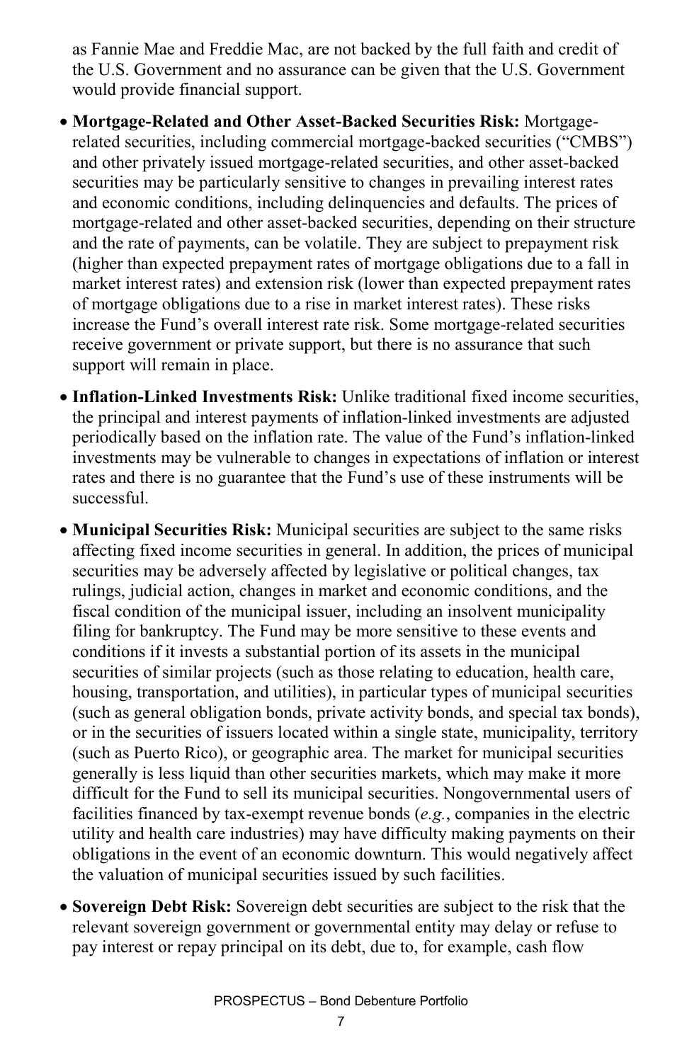as Fannie Mae and Freddie Mac, are not backed by the full faith and credit of the U.S. Government and no assurance can be given that the U.S. Government would provide financial support.

- **Mortgage-Related and Other Asset-Backed Securities Risk:** Mortgage-related securities, including commercial mortgage-backed securities ("CMBS") and other privately issued mortgage-related securities, and other asset-backed securities may be particularly sensitive to changes in prevailing interest rates and economic conditions, including delinquencies and defaults. The prices of mortgage-related and other asset-backed securities, depending on their structure and the rate of payments, can be volatile. They are subject to prepayment risk (higher than expected prepayment rates of mortgage obligations due to a fall in market interest rates) and extension risk (lower than expected prepayment rates of mortgage obligations due to a rise in market interest rates). These risks increase the Fund's overall interest rate risk. Some mortgage-related securities receive government or private support, but there is no assurance that such support will remain in place.
- **Inflation-Linked Investments Risk:** Unlike traditional fixed income securities, the principal and interest payments of inflation-linked investments are adjusted periodically based on the inflation rate. The value of the Fund's inflation-linked investments may be vulnerable to changes in expectations of inflation or interest rates and there is no guarantee that the Fund's use of these instruments will be successful.
- **Municipal Securities Risk:** Municipal securities are subject to the same risks affecting fixed income securities in general. In addition, the prices of municipal securities may be adversely affected by legislative or political changes, tax rulings, judicial action, changes in market and economic conditions, and the fiscal condition of the municipal issuer, including an insolvent municipality filing for bankruptcy. The Fund may be more sensitive to these events and conditions if it invests a substantial portion of its assets in the municipal securities of similar projects (such as those relating to education, health care, housing, transportation, and utilities), in particular types of municipal securities (such as general obligation bonds, private activity bonds, and special tax bonds), or in the securities of issuers located within a single state, municipality, territory (such as Puerto Rico), or geographic area. The market for municipal securities generally is less liquid than other securities markets, which may make it more difficult for the Fund to sell its municipal securities. Nongovernmental users of facilities financed by tax-exempt revenue bonds (*e.g.*, companies in the electric utility and health care industries) may have difficulty making payments on their obligations in the event of an economic downturn. This would negatively affect the valuation of municipal securities issued by such facilities.
- **Sovereign Debt Risk:** Sovereign debt securities are subject to the risk that the relevant sovereign government or governmental entity may delay or refuse to pay interest or repay principal on its debt, due to, for example, cash flow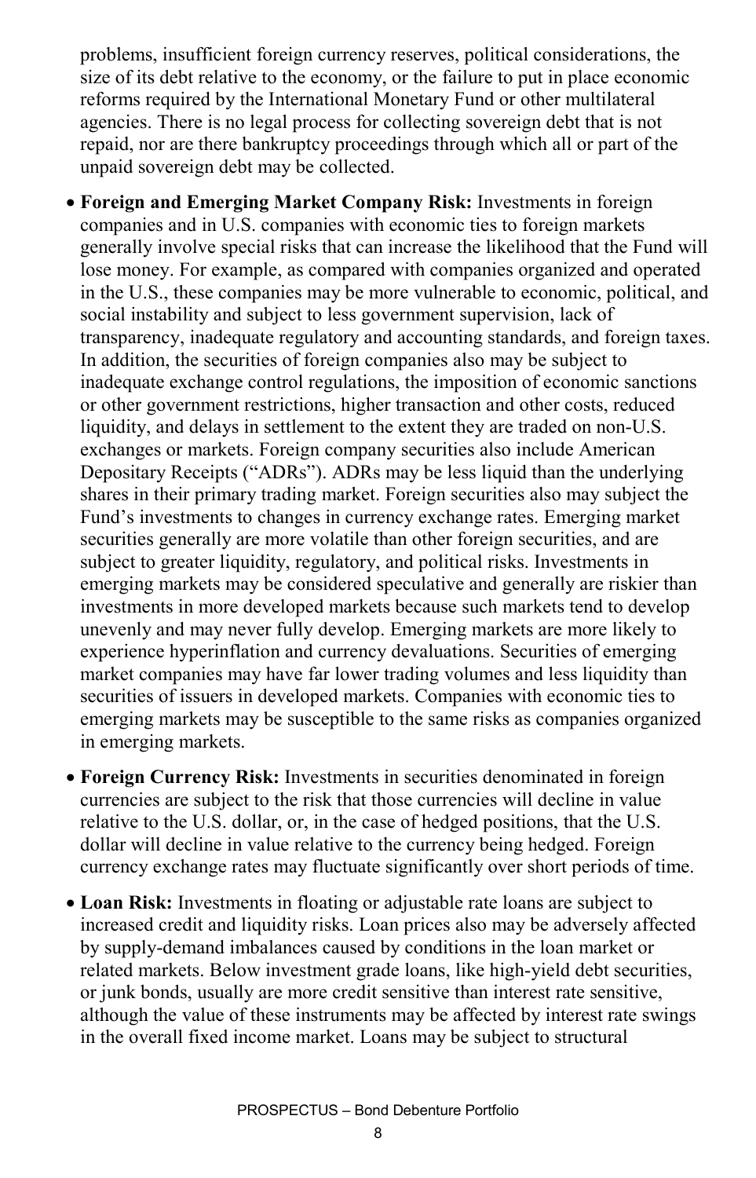problems, insufficient foreign currency reserves, political considerations, the size of its debt relative to the economy, or the failure to put in place economic reforms required by the International Monetary Fund or other multilateral agencies. There is no legal process for collecting sovereign debt that is not repaid, nor are there bankruptcy proceedings through which all or part of the unpaid sovereign debt may be collected.

- **Foreign and Emerging Market Company Risk:** Investments in foreign companies and in U.S. companies with economic ties to foreign markets generally involve special risks that can increase the likelihood that the Fund will lose money. For example, as compared with companies organized and operated in the U.S., these companies may be more vulnerable to economic, political, and social instability and subject to less government supervision, lack of transparency, inadequate regulatory and accounting standards, and foreign taxes. In addition, the securities of foreign companies also may be subject to inadequate exchange control regulations, the imposition of economic sanctions or other government restrictions, higher transaction and other costs, reduced liquidity, and delays in settlement to the extent they are traded on non-U.S. exchanges or markets. Foreign company securities also include American Depositary Receipts ("ADRs"). ADRs may be less liquid than the underlying shares in their primary trading market. Foreign securities also may subject the Fund's investments to changes in currency exchange rates. Emerging market securities generally are more volatile than other foreign securities, and are subject to greater liquidity, regulatory, and political risks. Investments in emerging markets may be considered speculative and generally are riskier than investments in more developed markets because such markets tend to develop unevenly and may never fully develop. Emerging markets are more likely to experience hyperinflation and currency devaluations. Securities of emerging market companies may have far lower trading volumes and less liquidity than securities of issuers in developed markets. Companies with economic ties to emerging markets may be susceptible to the same risks as companies organized in emerging markets.
- **Foreign Currency Risk:** Investments in securities denominated in foreign currencies are subject to the risk that those currencies will decline in value relative to the U.S. dollar, or, in the case of hedged positions, that the U.S. dollar will decline in value relative to the currency being hedged. Foreign currency exchange rates may fluctuate significantly over short periods of time.
- **Loan Risk:** Investments in floating or adjustable rate loans are subject to increased credit and liquidity risks. Loan prices also may be adversely affected by supply-demand imbalances caused by conditions in the loan market or related markets. Below investment grade loans, like high-yield debt securities, or junk bonds, usually are more credit sensitive than interest rate sensitive, although the value of these instruments may be affected by interest rate swings in the overall fixed income market. Loans may be subject to structural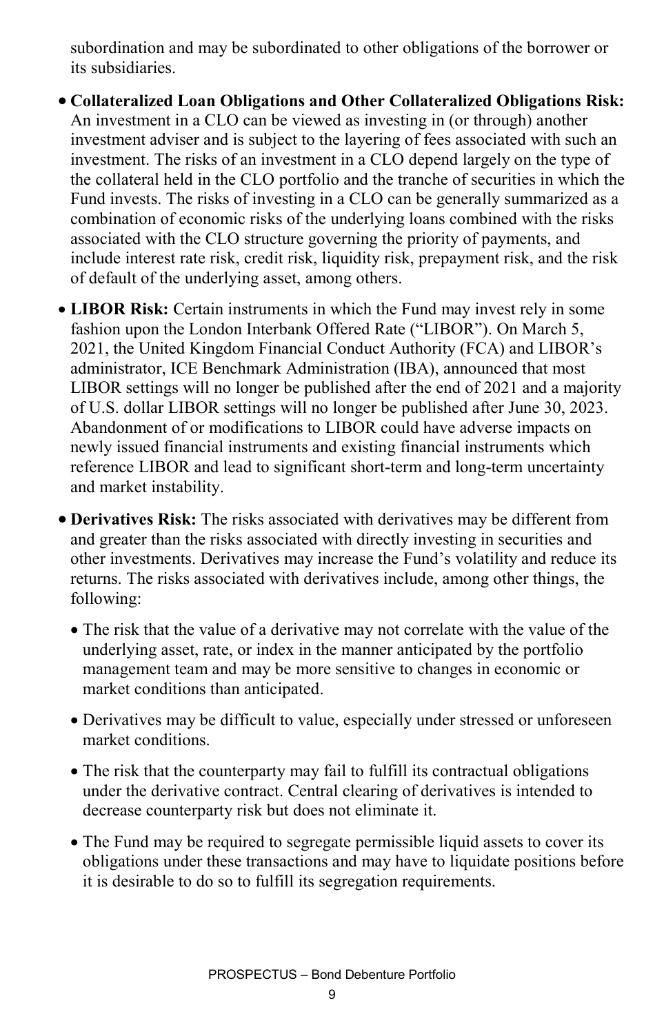subordination and may be subordinated to other obligations of the borrower or its subsidiaries.

- **Collateralized Loan Obligations and Other Collateralized Obligations Risk:** An investment in a CLO can be viewed as investing in (or through) another investment adviser and is subject to the layering of fees associated with such an investment. The risks of an investment in a CLO depend largely on the type of the collateral held in the CLO portfolio and the tranche of securities in which the Fund invests. The risks of investing in a CLO can be generally summarized as a combination of economic risks of the underlying loans combined with the risks associated with the CLO structure governing the priority of payments, and include interest rate risk, credit risk, liquidity risk, prepayment risk, and the risk of default of the underlying asset, among others.
- **LIBOR Risk:** Certain instruments in which the Fund may invest rely in some fashion upon the London Interbank Offered Rate ("LIBOR"). On March 5, 2021, the United Kingdom Financial Conduct Authority (FCA) and LIBOR's administrator, ICE Benchmark Administration (IBA), announced that most LIBOR settings will no longer be published after the end of 2021 and a majority of U.S. dollar LIBOR settings will no longer be published after June 30, 2023. Abandonment of or modifications to LIBOR could have adverse impacts on newly issued financial instruments and existing financial instruments which reference LIBOR and lead to significant short-term and long-term uncertainty and market instability.
- **Derivatives Risk:** The risks associated with derivatives may be different from and greater than the risks associated with directly investing in securities and other investments. Derivatives may increase the Fund's volatility and reduce its returns. The risks associated with derivatives include, among other things, the following:
  - The risk that the value of a derivative may not correlate with the value of the underlying asset, rate, or index in the manner anticipated by the portfolio management team and may be more sensitive to changes in economic or market conditions than anticipated.
  - Derivatives may be difficult to value, especially under stressed or unforeseen market conditions.
  - The risk that the counterparty may fail to fulfill its contractual obligations under the derivative contract. Central clearing of derivatives is intended to decrease counterparty risk but does not eliminate it.
  - The Fund may be required to segregate permissible liquid assets to cover its obligations under these transactions and may have to liquidate positions before it is desirable to do so to fulfill its segregation requirements.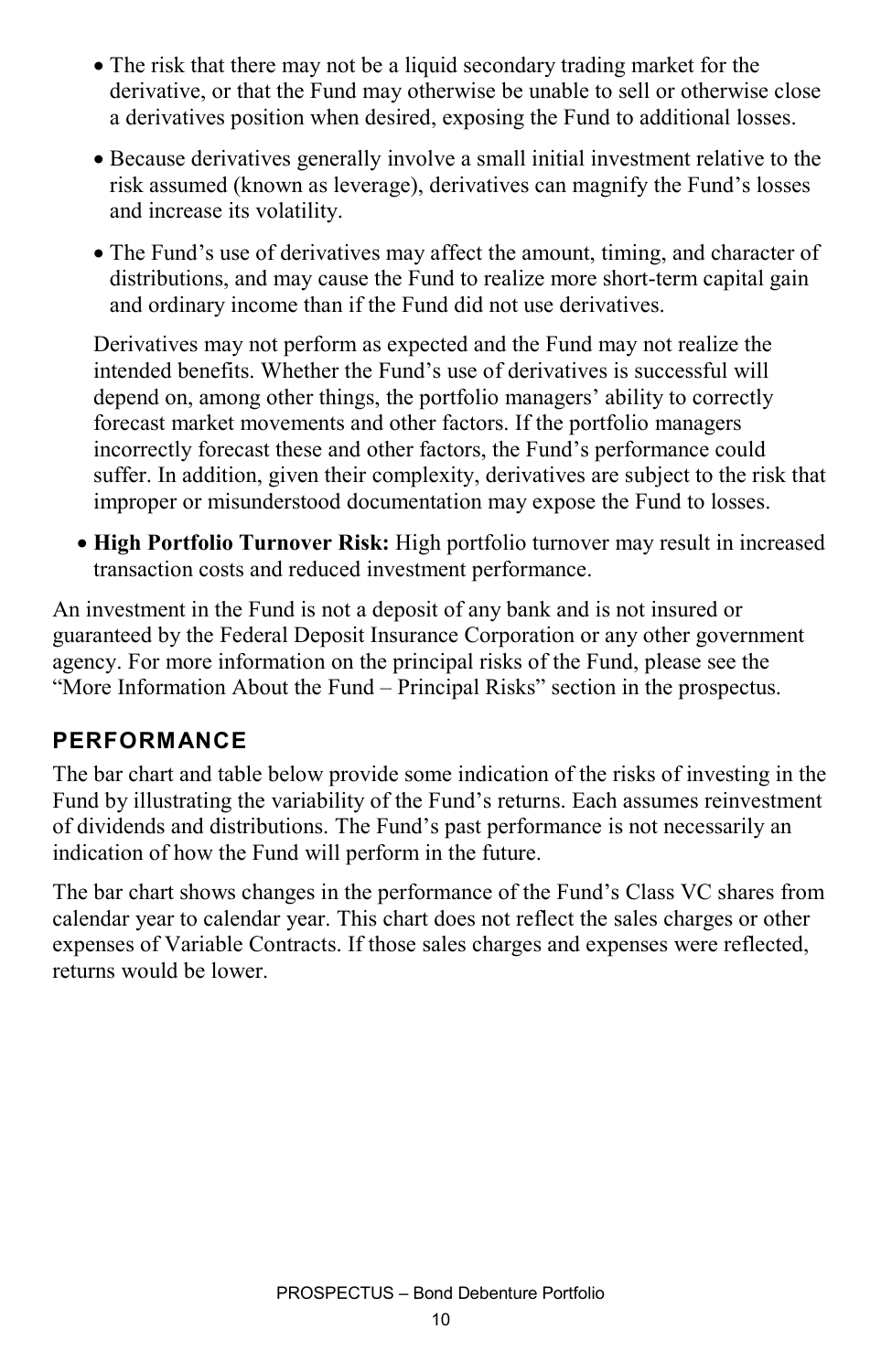- The risk that there may not be a liquid secondary trading market for the derivative, or that the Fund may otherwise be unable to sell or otherwise close a derivatives position when desired, exposing the Fund to additional losses.
- Because derivatives generally involve a small initial investment relative to the risk assumed (known as leverage), derivatives can magnify the Fund's losses and increase its volatility.
- The Fund's use of derivatives may affect the amount, timing, and character of distributions, and may cause the Fund to realize more short-term capital gain and ordinary income than if the Fund did not use derivatives.

 Derivatives may not perform as expected and the Fund may not realize the intended benefits. Whether the Fund's use of derivatives is successful will depend on, among other things, the portfolio managers' ability to correctly forecast market movements and other factors. If the portfolio managers incorrectly forecast these and other factors, the Fund's performance could suffer. In addition, given their complexity, derivatives are subject to the risk that improper or misunderstood documentation may expose the Fund to losses.

- **High Portfolio Turnover Risk:** High portfolio turnover may result in increased transaction costs and reduced investment performance.

An investment in the Fund is not a deposit of any bank and is not insured or guaranteed by the Federal Deposit Insurance Corporation or any other government agency. For more information on the principal risks of the Fund, please see the "More Information About the Fund – Principal Risks" section in the prospectus.

## PERFORMANCE

The bar chart and table below provide some indication of the risks of investing in the Fund by illustrating the variability of the Fund's returns. Each assumes reinvestment of dividends and distributions. The Fund's past performance is not necessarily an indication of how the Fund will perform in the future.

The bar chart shows changes in the performance of the Fund's Class VC shares from calendar year to calendar year. This chart does not reflect the sales charges or other expenses of Variable Contracts. If those sales charges and expenses were reflected, returns would be lower.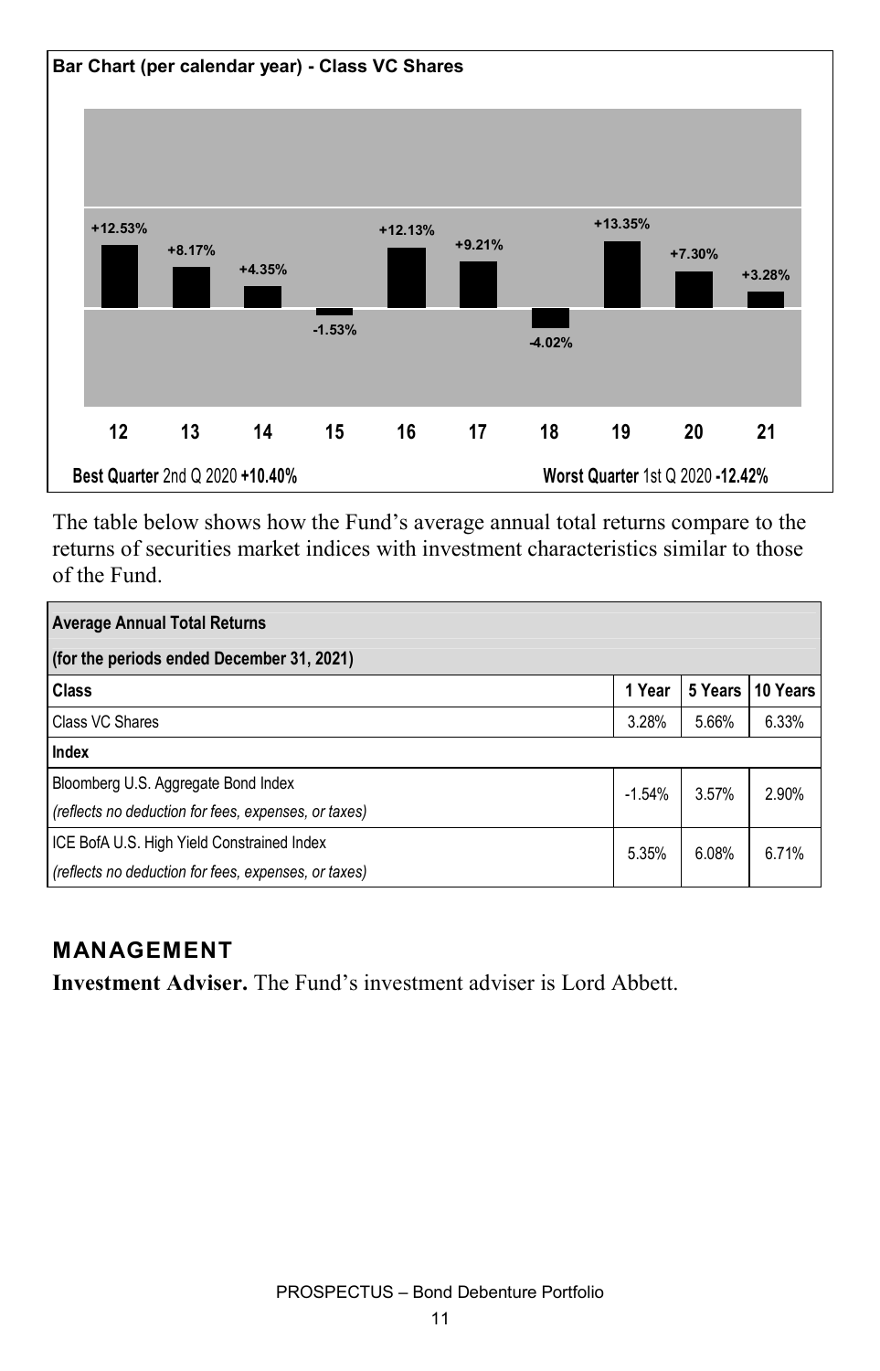**Bar Chart (per calendar year) - Class VC Shares**

| Year | 12 | 13 | 14 | 15 | 16 | 17 | 18 | 19 | 20 | 21 |
|---|---|---|---|---|---|---|---|---|---|---|
| Return | +12.53% | +8.17% | +4.35% | -1.53% | +12.13% | +9.21% | -4.02% | +13.35% | +7.30% | +3.28% |

**Best Quarter** 2nd Q 2020 **+10.40%** **Worst Quarter** 1st Q 2020 **-12.42%**

The table below shows how the Fund's average annual total returns compare to the returns of securities market indices with investment characteristics similar to those of the Fund.

| **Average Annual Total Returns** | | | |
|---|---|---|---|
| **(for the periods ended December 31, 2021)** | | | |
| **Class** | **1 Year** | **5 Years** | **10 Years** |
| Class VC Shares | 3.28% | 5.66% | 6.33% |
| **Index** | | | |
| Bloomberg U.S. Aggregate Bond Index *(reflects no deduction for fees, expenses, or taxes)* | -1.54% | 3.57% | 2.90% |
| ICE BofA U.S. High Yield Constrained Index *(reflects no deduction for fees, expenses, or taxes)* | 5.35% | 6.08% | 6.71% |

## MANAGEMENT

**Investment Adviser.** The Fund's investment adviser is Lord Abbett.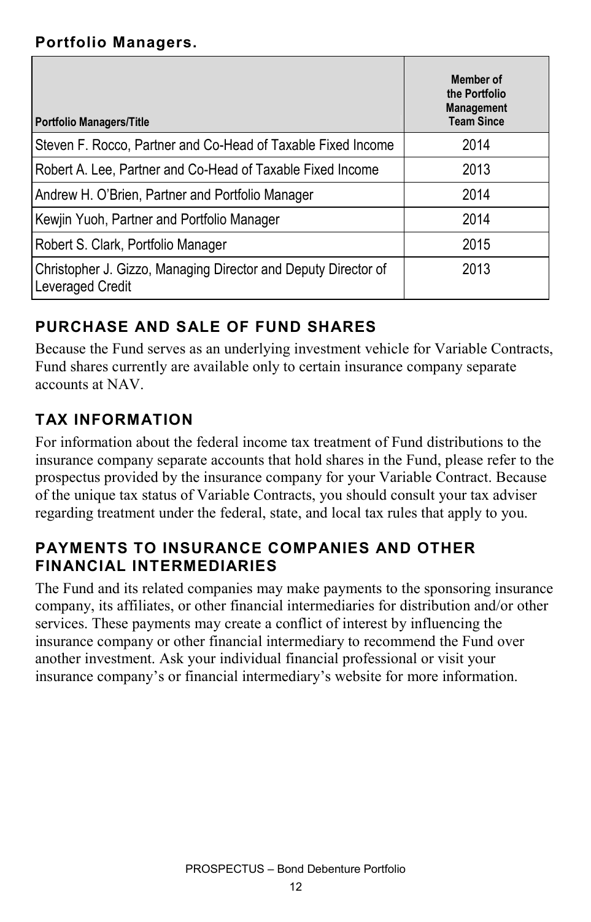**Portfolio Managers.**

| Portfolio Managers/Title | Member of the Portfolio Management Team Since |
|---|---|
| Steven F. Rocco, Partner and Co-Head of Taxable Fixed Income | 2014 |
| Robert A. Lee, Partner and Co-Head of Taxable Fixed Income | 2013 |
| Andrew H. O'Brien, Partner and Portfolio Manager | 2014 |
| Kewjin Yuoh, Partner and Portfolio Manager | 2014 |
| Robert S. Clark, Portfolio Manager | 2015 |
| Christopher J. Gizzo, Managing Director and Deputy Director of Leveraged Credit | 2013 |

## PURCHASE AND SALE OF FUND SHARES

Because the Fund serves as an underlying investment vehicle for Variable Contracts, Fund shares currently are available only to certain insurance company separate accounts at NAV.

## TAX INFORMATION

For information about the federal income tax treatment of Fund distributions to the insurance company separate accounts that hold shares in the Fund, please refer to the prospectus provided by the insurance company for your Variable Contract. Because of the unique tax status of Variable Contracts, you should consult your tax adviser regarding treatment under the federal, state, and local tax rules that apply to you.

## PAYMENTS TO INSURANCE COMPANIES AND OTHER FINANCIAL INTERMEDIARIES

The Fund and its related companies may make payments to the sponsoring insurance company, its affiliates, or other financial intermediaries for distribution and/or other services. These payments may create a conflict of interest by influencing the insurance company or other financial intermediary to recommend the Fund over another investment. Ask your individual financial professional or visit your insurance company's or financial intermediary's website for more information.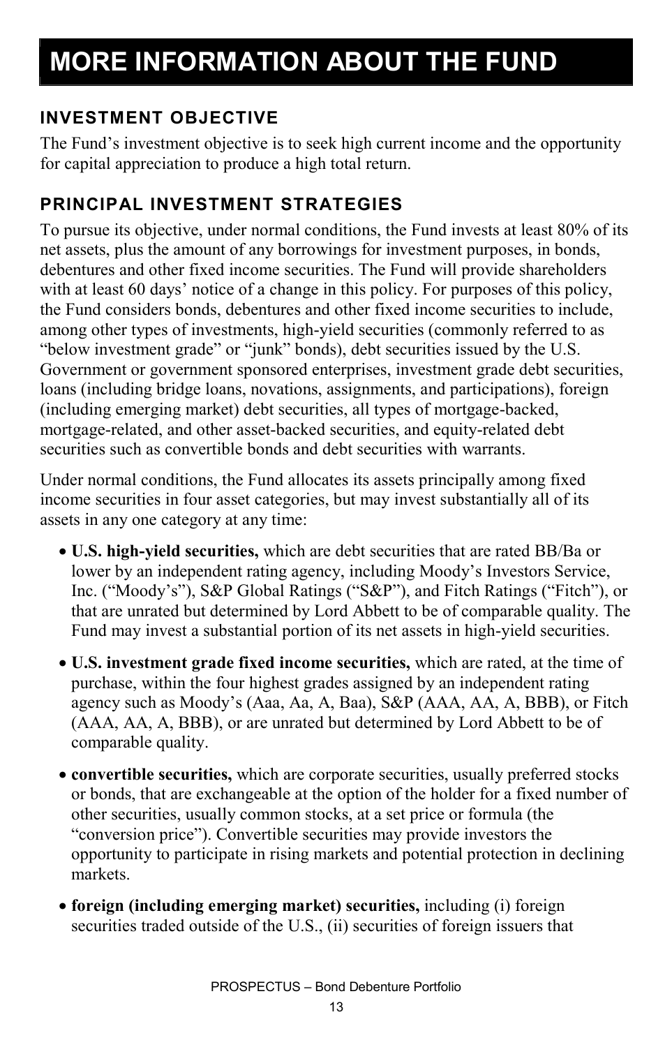# MORE INFORMATION ABOUT THE FUND

## INVESTMENT OBJECTIVE

The Fund's investment objective is to seek high current income and the opportunity for capital appreciation to produce a high total return.

## PRINCIPAL INVESTMENT STRATEGIES

To pursue its objective, under normal conditions, the Fund invests at least 80% of its net assets, plus the amount of any borrowings for investment purposes, in bonds, debentures and other fixed income securities. The Fund will provide shareholders with at least 60 days' notice of a change in this policy. For purposes of this policy, the Fund considers bonds, debentures and other fixed income securities to include, among other types of investments, high-yield securities (commonly referred to as "below investment grade" or "junk" bonds), debt securities issued by the U.S. Government or government sponsored enterprises, investment grade debt securities, loans (including bridge loans, novations, assignments, and participations), foreign (including emerging market) debt securities, all types of mortgage-backed, mortgage-related, and other asset-backed securities, and equity-related debt securities such as convertible bonds and debt securities with warrants.

Under normal conditions, the Fund allocates its assets principally among fixed income securities in four asset categories, but may invest substantially all of its assets in any one category at any time:

- **U.S. high-yield securities,** which are debt securities that are rated BB/Ba or lower by an independent rating agency, including Moody's Investors Service, Inc. ("Moody's"), S&P Global Ratings ("S&P"), and Fitch Ratings ("Fitch"), or that are unrated but determined by Lord Abbett to be of comparable quality. The Fund may invest a substantial portion of its net assets in high-yield securities.
- **U.S. investment grade fixed income securities,** which are rated, at the time of purchase, within the four highest grades assigned by an independent rating agency such as Moody's (Aaa, Aa, A, Baa), S&P (AAA, AA, A, BBB), or Fitch (AAA, AA, A, BBB), or are unrated but determined by Lord Abbett to be of comparable quality.
- **convertible securities,** which are corporate securities, usually preferred stocks or bonds, that are exchangeable at the option of the holder for a fixed number of other securities, usually common stocks, at a set price or formula (the "conversion price"). Convertible securities may provide investors the opportunity to participate in rising markets and potential protection in declining markets.
- **foreign (including emerging market) securities,** including (i) foreign securities traded outside of the U.S., (ii) securities of foreign issuers that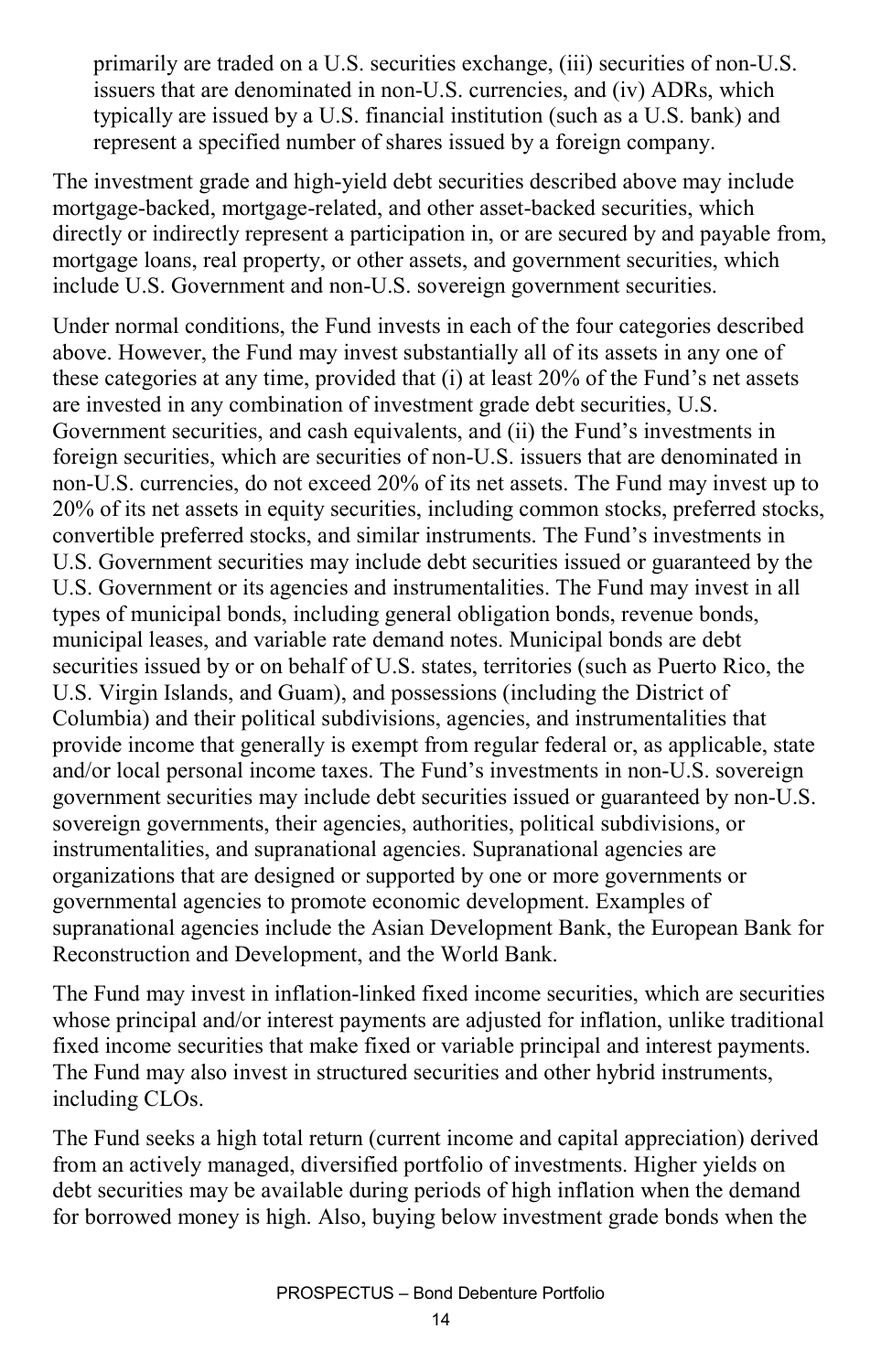primarily are traded on a U.S. securities exchange, (iii) securities of non-U.S. issuers that are denominated in non-U.S. currencies, and (iv) ADRs, which typically are issued by a U.S. financial institution (such as a U.S. bank) and represent a specified number of shares issued by a foreign company.

The investment grade and high-yield debt securities described above may include mortgage-backed, mortgage-related, and other asset-backed securities, which directly or indirectly represent a participation in, or are secured by and payable from, mortgage loans, real property, or other assets, and government securities, which include U.S. Government and non-U.S. sovereign government securities.

Under normal conditions, the Fund invests in each of the four categories described above. However, the Fund may invest substantially all of its assets in any one of these categories at any time, provided that (i) at least 20% of the Fund's net assets are invested in any combination of investment grade debt securities, U.S. Government securities, and cash equivalents, and (ii) the Fund's investments in foreign securities, which are securities of non-U.S. issuers that are denominated in non-U.S. currencies, do not exceed 20% of its net assets. The Fund may invest up to 20% of its net assets in equity securities, including common stocks, preferred stocks, convertible preferred stocks, and similar instruments. The Fund's investments in U.S. Government securities may include debt securities issued or guaranteed by the U.S. Government or its agencies and instrumentalities. The Fund may invest in all types of municipal bonds, including general obligation bonds, revenue bonds, municipal leases, and variable rate demand notes. Municipal bonds are debt securities issued by or on behalf of U.S. states, territories (such as Puerto Rico, the U.S. Virgin Islands, and Guam), and possessions (including the District of Columbia) and their political subdivisions, agencies, and instrumentalities that provide income that generally is exempt from regular federal or, as applicable, state and/or local personal income taxes. The Fund's investments in non-U.S. sovereign government securities may include debt securities issued or guaranteed by non-U.S. sovereign governments, their agencies, authorities, political subdivisions, or instrumentalities, and supranational agencies. Supranational agencies are organizations that are designed or supported by one or more governments or governmental agencies to promote economic development. Examples of supranational agencies include the Asian Development Bank, the European Bank for Reconstruction and Development, and the World Bank.

The Fund may invest in inflation-linked fixed income securities, which are securities whose principal and/or interest payments are adjusted for inflation, unlike traditional fixed income securities that make fixed or variable principal and interest payments. The Fund may also invest in structured securities and other hybrid instruments, including CLOs.

The Fund seeks a high total return (current income and capital appreciation) derived from an actively managed, diversified portfolio of investments. Higher yields on debt securities may be available during periods of high inflation when the demand for borrowed money is high. Also, buying below investment grade bonds when the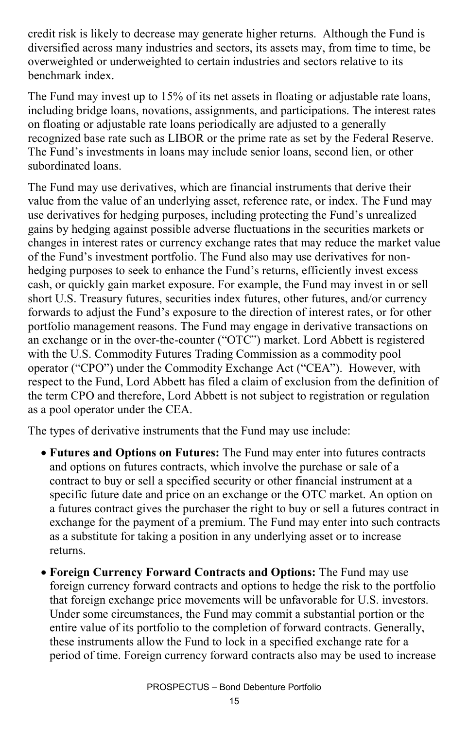credit risk is likely to decrease may generate higher returns. Although the Fund is diversified across many industries and sectors, its assets may, from time to time, be overweighted or underweighted to certain industries and sectors relative to its benchmark index.

The Fund may invest up to 15% of its net assets in floating or adjustable rate loans, including bridge loans, novations, assignments, and participations. The interest rates on floating or adjustable rate loans periodically are adjusted to a generally recognized base rate such as LIBOR or the prime rate as set by the Federal Reserve. The Fund's investments in loans may include senior loans, second lien, or other subordinated loans.

The Fund may use derivatives, which are financial instruments that derive their value from the value of an underlying asset, reference rate, or index. The Fund may use derivatives for hedging purposes, including protecting the Fund's unrealized gains by hedging against possible adverse fluctuations in the securities markets or changes in interest rates or currency exchange rates that may reduce the market value of the Fund's investment portfolio. The Fund also may use derivatives for non-hedging purposes to seek to enhance the Fund's returns, efficiently invest excess cash, or quickly gain market exposure. For example, the Fund may invest in or sell short U.S. Treasury futures, securities index futures, other futures, and/or currency forwards to adjust the Fund's exposure to the direction of interest rates, or for other portfolio management reasons. The Fund may engage in derivative transactions on an exchange or in the over-the-counter ("OTC") market. Lord Abbett is registered with the U.S. Commodity Futures Trading Commission as a commodity pool operator ("CPO") under the Commodity Exchange Act ("CEA"). However, with respect to the Fund, Lord Abbett has filed a claim of exclusion from the definition of the term CPO and therefore, Lord Abbett is not subject to registration or regulation as a pool operator under the CEA.

The types of derivative instruments that the Fund may use include:

- **Futures and Options on Futures:** The Fund may enter into futures contracts and options on futures contracts, which involve the purchase or sale of a contract to buy or sell a specified security or other financial instrument at a specific future date and price on an exchange or the OTC market. An option on a futures contract gives the purchaser the right to buy or sell a futures contract in exchange for the payment of a premium. The Fund may enter into such contracts as a substitute for taking a position in any underlying asset or to increase returns.

- **Foreign Currency Forward Contracts and Options:** The Fund may use foreign currency forward contracts and options to hedge the risk to the portfolio that foreign exchange price movements will be unfavorable for U.S. investors. Under some circumstances, the Fund may commit a substantial portion or the entire value of its portfolio to the completion of forward contracts. Generally, these instruments allow the Fund to lock in a specified exchange rate for a period of time. Foreign currency forward contracts also may be used to increase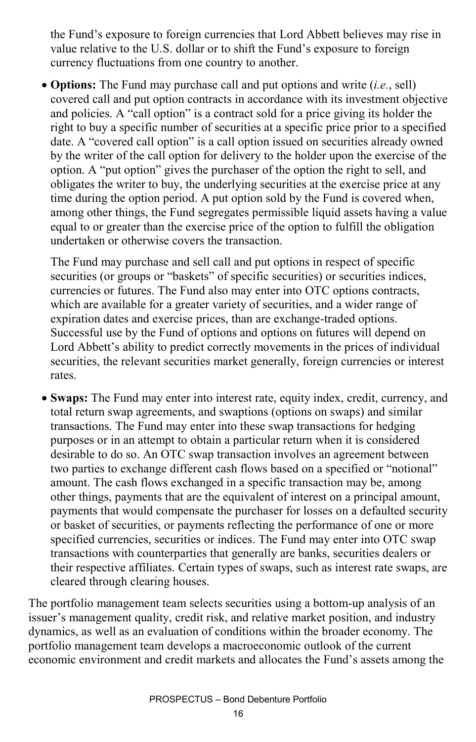the Fund's exposure to foreign currencies that Lord Abbett believes may rise in value relative to the U.S. dollar or to shift the Fund's exposure to foreign currency fluctuations from one country to another.

- **Options:** The Fund may purchase call and put options and write (*i.e.*, sell) covered call and put option contracts in accordance with its investment objective and policies. A "call option" is a contract sold for a price giving its holder the right to buy a specific number of securities at a specific price prior to a specified date. A "covered call option" is a call option issued on securities already owned by the writer of the call option for delivery to the holder upon the exercise of the option. A "put option" gives the purchaser of the option the right to sell, and obligates the writer to buy, the underlying securities at the exercise price at any time during the option period. A put option sold by the Fund is covered when, among other things, the Fund segregates permissible liquid assets having a value equal to or greater than the exercise price of the option to fulfill the obligation undertaken or otherwise covers the transaction.

  The Fund may purchase and sell call and put options in respect of specific securities (or groups or "baskets" of specific securities) or securities indices, currencies or futures. The Fund also may enter into OTC options contracts, which are available for a greater variety of securities, and a wider range of expiration dates and exercise prices, than are exchange-traded options. Successful use by the Fund of options and options on futures will depend on Lord Abbett's ability to predict correctly movements in the prices of individual securities, the relevant securities market generally, foreign currencies or interest rates.

- **Swaps:** The Fund may enter into interest rate, equity index, credit, currency, and total return swap agreements, and swaptions (options on swaps) and similar transactions. The Fund may enter into these swap transactions for hedging purposes or in an attempt to obtain a particular return when it is considered desirable to do so. An OTC swap transaction involves an agreement between two parties to exchange different cash flows based on a specified or "notional" amount. The cash flows exchanged in a specific transaction may be, among other things, payments that are the equivalent of interest on a principal amount, payments that would compensate the purchaser for losses on a defaulted security or basket of securities, or payments reflecting the performance of one or more specified currencies, securities or indices. The Fund may enter into OTC swap transactions with counterparties that generally are banks, securities dealers or their respective affiliates. Certain types of swaps, such as interest rate swaps, are cleared through clearing houses.

The portfolio management team selects securities using a bottom-up analysis of an issuer's management quality, credit risk, and relative market position, and industry dynamics, as well as an evaluation of conditions within the broader economy. The portfolio management team develops a macroeconomic outlook of the current economic environment and credit markets and allocates the Fund's assets among the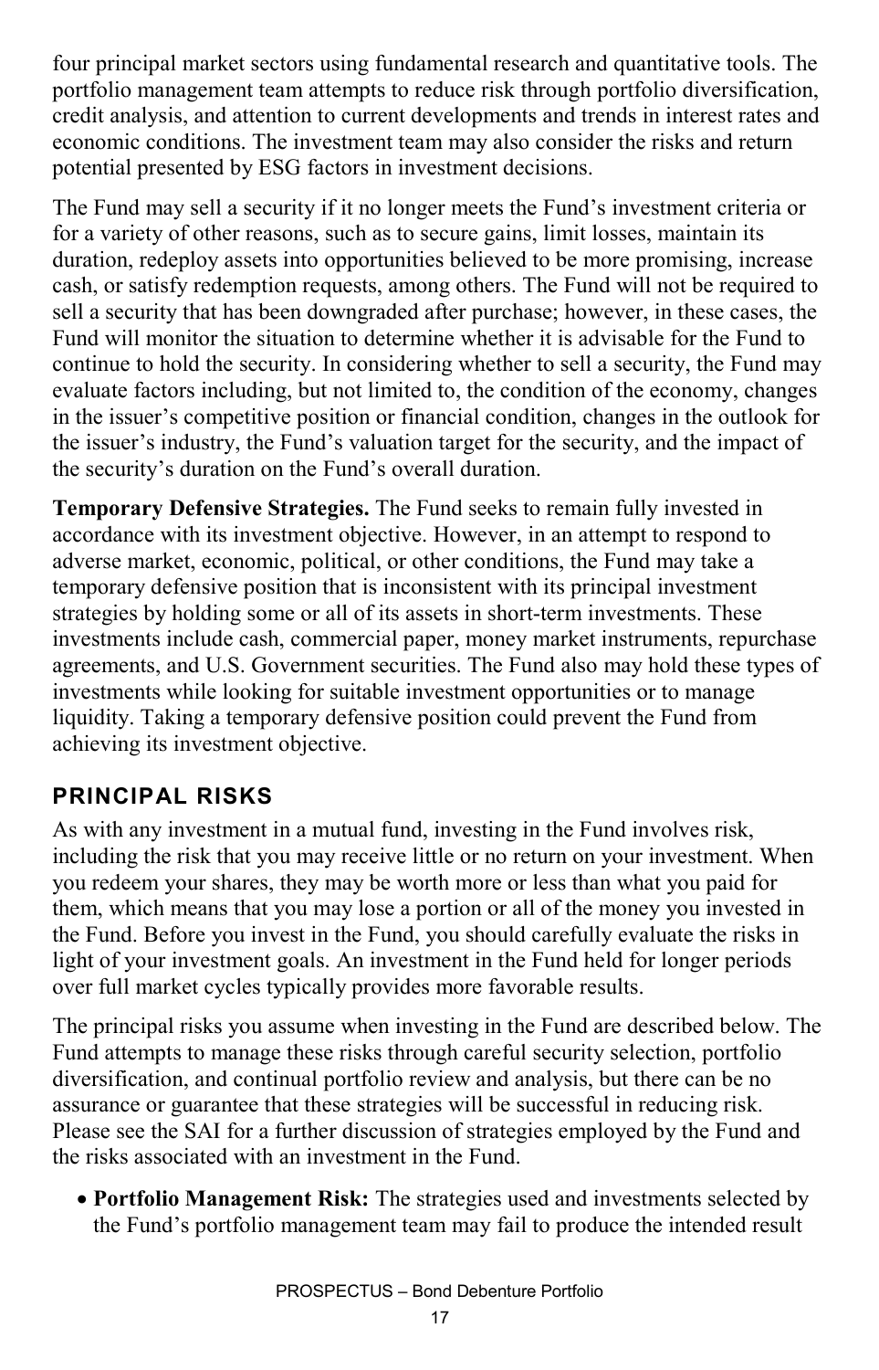four principal market sectors using fundamental research and quantitative tools. The portfolio management team attempts to reduce risk through portfolio diversification, credit analysis, and attention to current developments and trends in interest rates and economic conditions. The investment team may also consider the risks and return potential presented by ESG factors in investment decisions.

The Fund may sell a security if it no longer meets the Fund's investment criteria or for a variety of other reasons, such as to secure gains, limit losses, maintain its duration, redeploy assets into opportunities believed to be more promising, increase cash, or satisfy redemption requests, among others. The Fund will not be required to sell a security that has been downgraded after purchase; however, in these cases, the Fund will monitor the situation to determine whether it is advisable for the Fund to continue to hold the security. In considering whether to sell a security, the Fund may evaluate factors including, but not limited to, the condition of the economy, changes in the issuer's competitive position or financial condition, changes in the outlook for the issuer's industry, the Fund's valuation target for the security, and the impact of the security's duration on the Fund's overall duration.

**Temporary Defensive Strategies.** The Fund seeks to remain fully invested in accordance with its investment objective. However, in an attempt to respond to adverse market, economic, political, or other conditions, the Fund may take a temporary defensive position that is inconsistent with its principal investment strategies by holding some or all of its assets in short-term investments. These investments include cash, commercial paper, money market instruments, repurchase agreements, and U.S. Government securities. The Fund also may hold these types of investments while looking for suitable investment opportunities or to manage liquidity. Taking a temporary defensive position could prevent the Fund from achieving its investment objective.

## PRINCIPAL RISKS

As with any investment in a mutual fund, investing in the Fund involves risk, including the risk that you may receive little or no return on your investment. When you redeem your shares, they may be worth more or less than what you paid for them, which means that you may lose a portion or all of the money you invested in the Fund. Before you invest in the Fund, you should carefully evaluate the risks in light of your investment goals. An investment in the Fund held for longer periods over full market cycles typically provides more favorable results.

The principal risks you assume when investing in the Fund are described below. The Fund attempts to manage these risks through careful security selection, portfolio diversification, and continual portfolio review and analysis, but there can be no assurance or guarantee that these strategies will be successful in reducing risk. Please see the SAI for a further discussion of strategies employed by the Fund and the risks associated with an investment in the Fund.

- **Portfolio Management Risk:** The strategies used and investments selected by the Fund's portfolio management team may fail to produce the intended result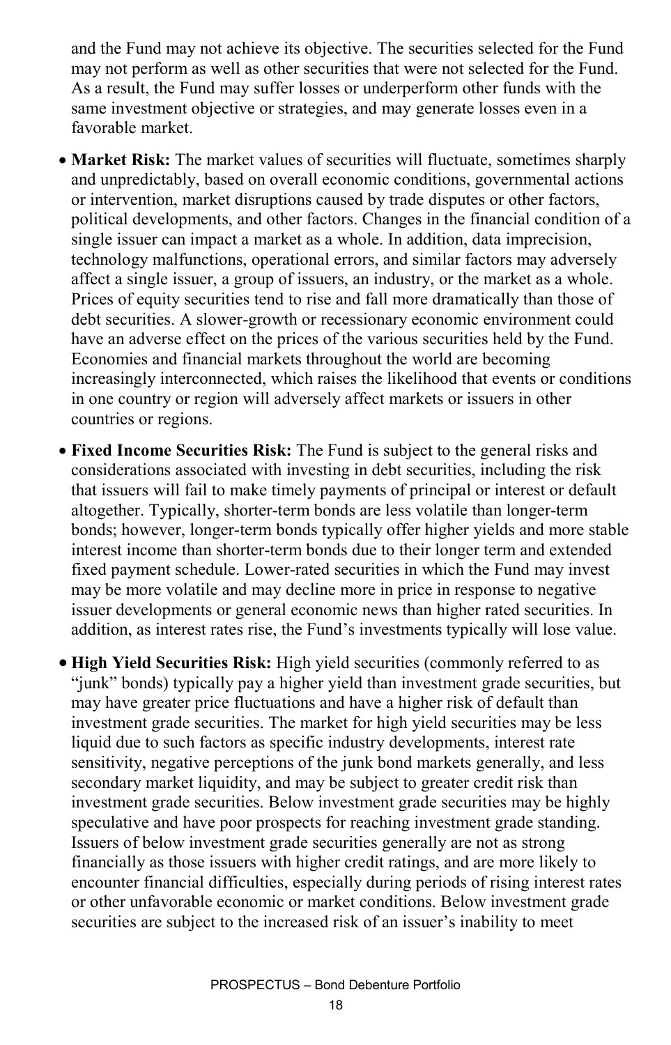and the Fund may not achieve its objective. The securities selected for the Fund may not perform as well as other securities that were not selected for the Fund. As a result, the Fund may suffer losses or underperform other funds with the same investment objective or strategies, and may generate losses even in a favorable market.

- **Market Risk:** The market values of securities will fluctuate, sometimes sharply and unpredictably, based on overall economic conditions, governmental actions or intervention, market disruptions caused by trade disputes or other factors, political developments, and other factors. Changes in the financial condition of a single issuer can impact a market as a whole. In addition, data imprecision, technology malfunctions, operational errors, and similar factors may adversely affect a single issuer, a group of issuers, an industry, or the market as a whole. Prices of equity securities tend to rise and fall more dramatically than those of debt securities. A slower-growth or recessionary economic environment could have an adverse effect on the prices of the various securities held by the Fund. Economies and financial markets throughout the world are becoming increasingly interconnected, which raises the likelihood that events or conditions in one country or region will adversely affect markets or issuers in other countries or regions.
- **Fixed Income Securities Risk:** The Fund is subject to the general risks and considerations associated with investing in debt securities, including the risk that issuers will fail to make timely payments of principal or interest or default altogether. Typically, shorter-term bonds are less volatile than longer-term bonds; however, longer-term bonds typically offer higher yields and more stable interest income than shorter-term bonds due to their longer term and extended fixed payment schedule. Lower-rated securities in which the Fund may invest may be more volatile and may decline more in price in response to negative issuer developments or general economic news than higher rated securities. In addition, as interest rates rise, the Fund's investments typically will lose value.
- **High Yield Securities Risk:** High yield securities (commonly referred to as "junk" bonds) typically pay a higher yield than investment grade securities, but may have greater price fluctuations and have a higher risk of default than investment grade securities. The market for high yield securities may be less liquid due to such factors as specific industry developments, interest rate sensitivity, negative perceptions of the junk bond markets generally, and less secondary market liquidity, and may be subject to greater credit risk than investment grade securities. Below investment grade securities may be highly speculative and have poor prospects for reaching investment grade standing. Issuers of below investment grade securities generally are not as strong financially as those issuers with higher credit ratings, and are more likely to encounter financial difficulties, especially during periods of rising interest rates or other unfavorable economic or market conditions. Below investment grade securities are subject to the increased risk of an issuer's inability to meet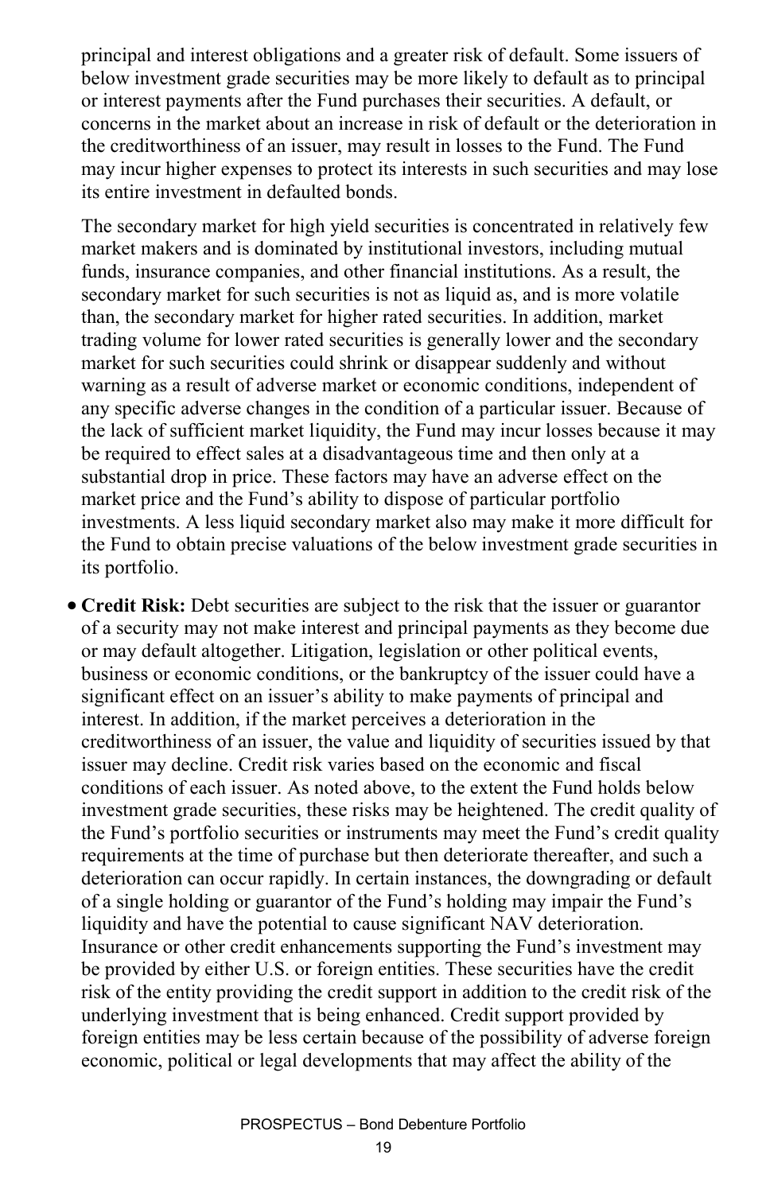principal and interest obligations and a greater risk of default. Some issuers of below investment grade securities may be more likely to default as to principal or interest payments after the Fund purchases their securities. A default, or concerns in the market about an increase in risk of default or the deterioration in the creditworthiness of an issuer, may result in losses to the Fund. The Fund may incur higher expenses to protect its interests in such securities and may lose its entire investment in defaulted bonds.

The secondary market for high yield securities is concentrated in relatively few market makers and is dominated by institutional investors, including mutual funds, insurance companies, and other financial institutions. As a result, the secondary market for such securities is not as liquid as, and is more volatile than, the secondary market for higher rated securities. In addition, market trading volume for lower rated securities is generally lower and the secondary market for such securities could shrink or disappear suddenly and without warning as a result of adverse market or economic conditions, independent of any specific adverse changes in the condition of a particular issuer. Because of the lack of sufficient market liquidity, the Fund may incur losses because it may be required to effect sales at a disadvantageous time and then only at a substantial drop in price. These factors may have an adverse effect on the market price and the Fund's ability to dispose of particular portfolio investments. A less liquid secondary market also may make it more difficult for the Fund to obtain precise valuations of the below investment grade securities in its portfolio.

- **Credit Risk:** Debt securities are subject to the risk that the issuer or guarantor of a security may not make interest and principal payments as they become due or may default altogether. Litigation, legislation or other political events, business or economic conditions, or the bankruptcy of the issuer could have a significant effect on an issuer's ability to make payments of principal and interest. In addition, if the market perceives a deterioration in the creditworthiness of an issuer, the value and liquidity of securities issued by that issuer may decline. Credit risk varies based on the economic and fiscal conditions of each issuer. As noted above, to the extent the Fund holds below investment grade securities, these risks may be heightened. The credit quality of the Fund's portfolio securities or instruments may meet the Fund's credit quality requirements at the time of purchase but then deteriorate thereafter, and such a deterioration can occur rapidly. In certain instances, the downgrading or default of a single holding or guarantor of the Fund's holding may impair the Fund's liquidity and have the potential to cause significant NAV deterioration. Insurance or other credit enhancements supporting the Fund's investment may be provided by either U.S. or foreign entities. These securities have the credit risk of the entity providing the credit support in addition to the credit risk of the underlying investment that is being enhanced. Credit support provided by foreign entities may be less certain because of the possibility of adverse foreign economic, political or legal developments that may affect the ability of the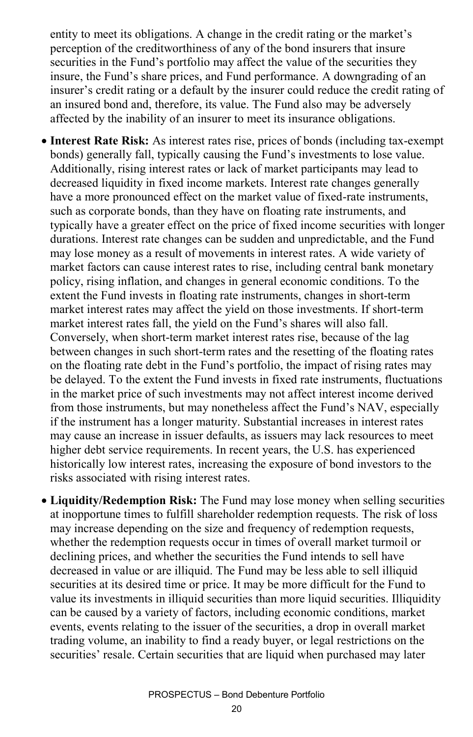entity to meet its obligations. A change in the credit rating or the market's perception of the creditworthiness of any of the bond insurers that insure securities in the Fund's portfolio may affect the value of the securities they insure, the Fund's share prices, and Fund performance. A downgrading of an insurer's credit rating or a default by the insurer could reduce the credit rating of an insured bond and, therefore, its value. The Fund also may be adversely affected by the inability of an insurer to meet its insurance obligations.

- **Interest Rate Risk:** As interest rates rise, prices of bonds (including tax-exempt bonds) generally fall, typically causing the Fund's investments to lose value. Additionally, rising interest rates or lack of market participants may lead to decreased liquidity in fixed income markets. Interest rate changes generally have a more pronounced effect on the market value of fixed-rate instruments, such as corporate bonds, than they have on floating rate instruments, and typically have a greater effect on the price of fixed income securities with longer durations. Interest rate changes can be sudden and unpredictable, and the Fund may lose money as a result of movements in interest rates. A wide variety of market factors can cause interest rates to rise, including central bank monetary policy, rising inflation, and changes in general economic conditions. To the extent the Fund invests in floating rate instruments, changes in short-term market interest rates may affect the yield on those investments. If short-term market interest rates fall, the yield on the Fund's shares will also fall. Conversely, when short-term market interest rates rise, because of the lag between changes in such short-term rates and the resetting of the floating rates on the floating rate debt in the Fund's portfolio, the impact of rising rates may be delayed. To the extent the Fund invests in fixed rate instruments, fluctuations in the market price of such investments may not affect interest income derived from those instruments, but may nonetheless affect the Fund's NAV, especially if the instrument has a longer maturity. Substantial increases in interest rates may cause an increase in issuer defaults, as issuers may lack resources to meet higher debt service requirements. In recent years, the U.S. has experienced historically low interest rates, increasing the exposure of bond investors to the risks associated with rising interest rates.
- **Liquidity/Redemption Risk:** The Fund may lose money when selling securities at inopportune times to fulfill shareholder redemption requests. The risk of loss may increase depending on the size and frequency of redemption requests, whether the redemption requests occur in times of overall market turmoil or declining prices, and whether the securities the Fund intends to sell have decreased in value or are illiquid. The Fund may be less able to sell illiquid securities at its desired time or price. It may be more difficult for the Fund to value its investments in illiquid securities than more liquid securities. Illiquidity can be caused by a variety of factors, including economic conditions, market events, events relating to the issuer of the securities, a drop in overall market trading volume, an inability to find a ready buyer, or legal restrictions on the securities' resale. Certain securities that are liquid when purchased may later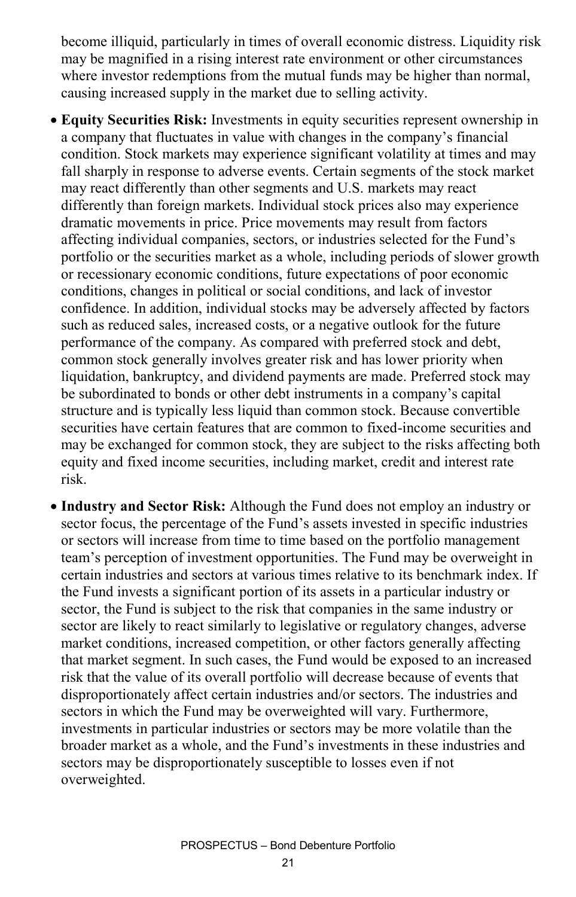become illiquid, particularly in times of overall economic distress. Liquidity risk may be magnified in a rising interest rate environment or other circumstances where investor redemptions from the mutual funds may be higher than normal, causing increased supply in the market due to selling activity.

- **Equity Securities Risk:** Investments in equity securities represent ownership in a company that fluctuates in value with changes in the company's financial condition. Stock markets may experience significant volatility at times and may fall sharply in response to adverse events. Certain segments of the stock market may react differently than other segments and U.S. markets may react differently than foreign markets. Individual stock prices also may experience dramatic movements in price. Price movements may result from factors affecting individual companies, sectors, or industries selected for the Fund's portfolio or the securities market as a whole, including periods of slower growth or recessionary economic conditions, future expectations of poor economic conditions, changes in political or social conditions, and lack of investor confidence. In addition, individual stocks may be adversely affected by factors such as reduced sales, increased costs, or a negative outlook for the future performance of the company. As compared with preferred stock and debt, common stock generally involves greater risk and has lower priority when liquidation, bankruptcy, and dividend payments are made. Preferred stock may be subordinated to bonds or other debt instruments in a company's capital structure and is typically less liquid than common stock. Because convertible securities have certain features that are common to fixed-income securities and may be exchanged for common stock, they are subject to the risks affecting both equity and fixed income securities, including market, credit and interest rate risk.
- **Industry and Sector Risk:** Although the Fund does not employ an industry or sector focus, the percentage of the Fund's assets invested in specific industries or sectors will increase from time to time based on the portfolio management team's perception of investment opportunities. The Fund may be overweight in certain industries and sectors at various times relative to its benchmark index. If the Fund invests a significant portion of its assets in a particular industry or sector, the Fund is subject to the risk that companies in the same industry or sector are likely to react similarly to legislative or regulatory changes, adverse market conditions, increased competition, or other factors generally affecting that market segment. In such cases, the Fund would be exposed to an increased risk that the value of its overall portfolio will decrease because of events that disproportionately affect certain industries and/or sectors. The industries and sectors in which the Fund may be overweighted will vary. Furthermore, investments in particular industries or sectors may be more volatile than the broader market as a whole, and the Fund's investments in these industries and sectors may be disproportionately susceptible to losses even if not overweighted.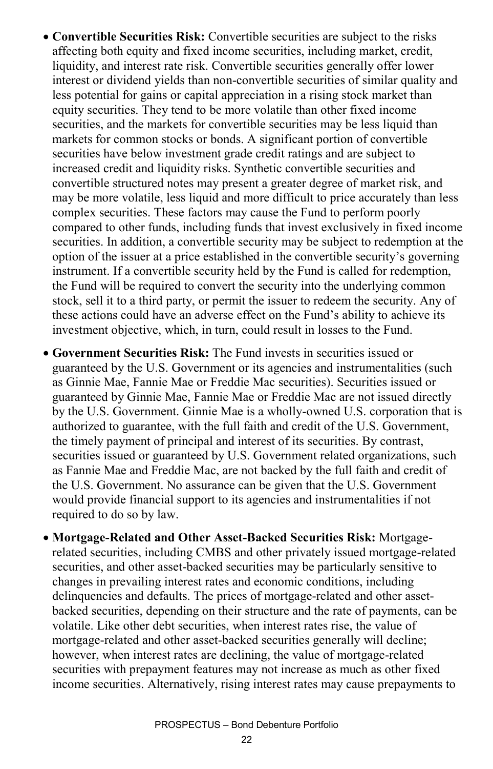- **Convertible Securities Risk:** Convertible securities are subject to the risks affecting both equity and fixed income securities, including market, credit, liquidity, and interest rate risk. Convertible securities generally offer lower interest or dividend yields than non-convertible securities of similar quality and less potential for gains or capital appreciation in a rising stock market than equity securities. They tend to be more volatile than other fixed income securities, and the markets for convertible securities may be less liquid than markets for common stocks or bonds. A significant portion of convertible securities have below investment grade credit ratings and are subject to increased credit and liquidity risks. Synthetic convertible securities and convertible structured notes may present a greater degree of market risk, and may be more volatile, less liquid and more difficult to price accurately than less complex securities. These factors may cause the Fund to perform poorly compared to other funds, including funds that invest exclusively in fixed income securities. In addition, a convertible security may be subject to redemption at the option of the issuer at a price established in the convertible security's governing instrument. If a convertible security held by the Fund is called for redemption, the Fund will be required to convert the security into the underlying common stock, sell it to a third party, or permit the issuer to redeem the security. Any of these actions could have an adverse effect on the Fund's ability to achieve its investment objective, which, in turn, could result in losses to the Fund.
- **Government Securities Risk:** The Fund invests in securities issued or guaranteed by the U.S. Government or its agencies and instrumentalities (such as Ginnie Mae, Fannie Mae or Freddie Mac securities). Securities issued or guaranteed by Ginnie Mae, Fannie Mae or Freddie Mac are not issued directly by the U.S. Government. Ginnie Mae is a wholly-owned U.S. corporation that is authorized to guarantee, with the full faith and credit of the U.S. Government, the timely payment of principal and interest of its securities. By contrast, securities issued or guaranteed by U.S. Government related organizations, such as Fannie Mae and Freddie Mac, are not backed by the full faith and credit of the U.S. Government. No assurance can be given that the U.S. Government would provide financial support to its agencies and instrumentalities if not required to do so by law.
- **Mortgage-Related and Other Asset-Backed Securities Risk:** Mortgage-related securities, including CMBS and other privately issued mortgage-related securities, and other asset-backed securities may be particularly sensitive to changes in prevailing interest rates and economic conditions, including delinquencies and defaults. The prices of mortgage-related and other asset-backed securities, depending on their structure and the rate of payments, can be volatile. Like other debt securities, when interest rates rise, the value of mortgage-related and other asset-backed securities generally will decline; however, when interest rates are declining, the value of mortgage-related securities with prepayment features may not increase as much as other fixed income securities. Alternatively, rising interest rates may cause prepayments to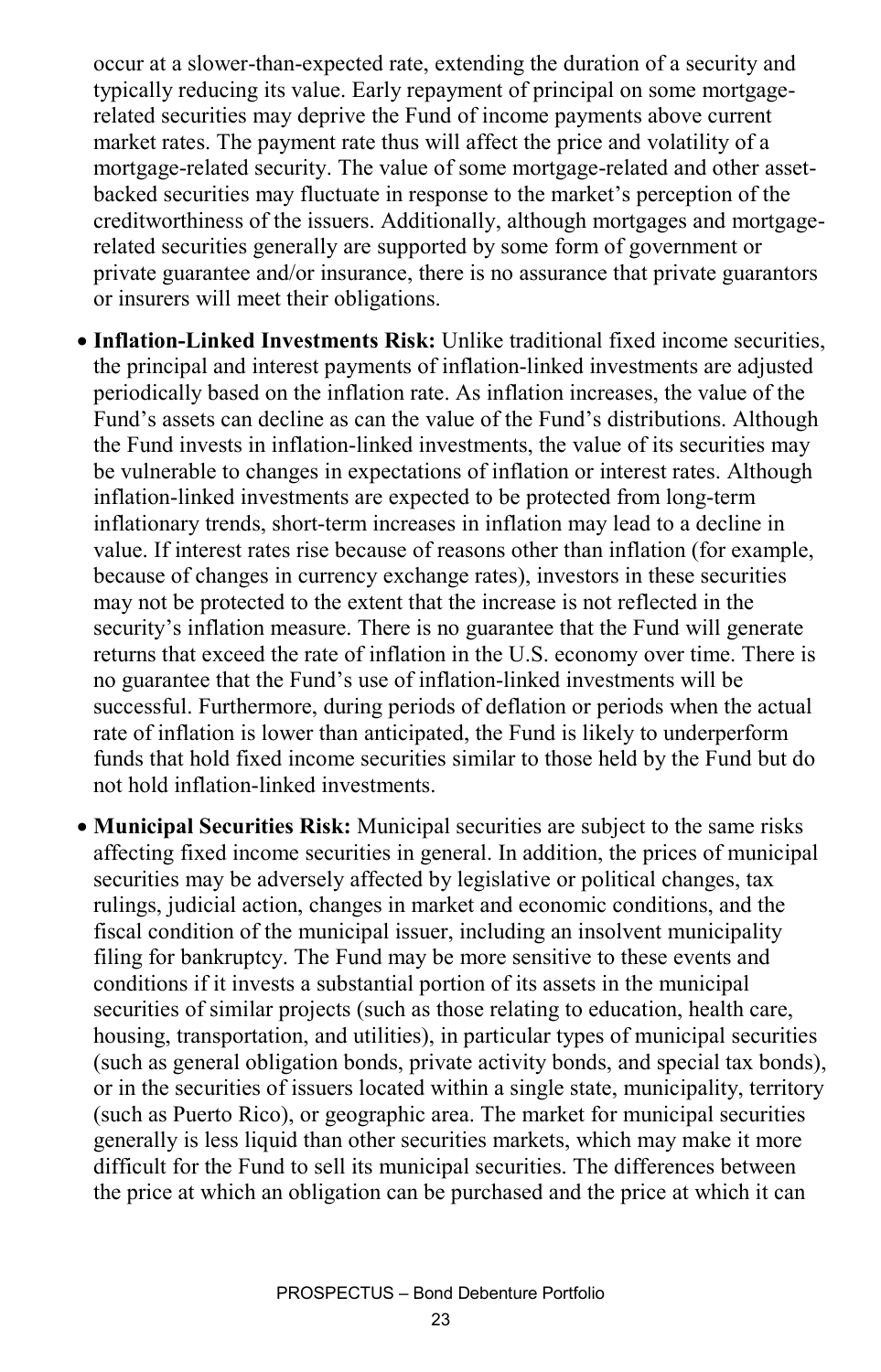occur at a slower-than-expected rate, extending the duration of a security and typically reducing its value. Early repayment of principal on some mortgage-related securities may deprive the Fund of income payments above current market rates. The payment rate thus will affect the price and volatility of a mortgage-related security. The value of some mortgage-related and other asset-backed securities may fluctuate in response to the market's perception of the creditworthiness of the issuers. Additionally, although mortgages and mortgage-related securities generally are supported by some form of government or private guarantee and/or insurance, there is no assurance that private guarantors or insurers will meet their obligations.

- **Inflation-Linked Investments Risk:** Unlike traditional fixed income securities, the principal and interest payments of inflation-linked investments are adjusted periodically based on the inflation rate. As inflation increases, the value of the Fund's assets can decline as can the value of the Fund's distributions. Although the Fund invests in inflation-linked investments, the value of its securities may be vulnerable to changes in expectations of inflation or interest rates. Although inflation-linked investments are expected to be protected from long-term inflationary trends, short-term increases in inflation may lead to a decline in value. If interest rates rise because of reasons other than inflation (for example, because of changes in currency exchange rates), investors in these securities may not be protected to the extent that the increase is not reflected in the security's inflation measure. There is no guarantee that the Fund will generate returns that exceed the rate of inflation in the U.S. economy over time. There is no guarantee that the Fund's use of inflation-linked investments will be successful. Furthermore, during periods of deflation or periods when the actual rate of inflation is lower than anticipated, the Fund is likely to underperform funds that hold fixed income securities similar to those held by the Fund but do not hold inflation-linked investments.

- **Municipal Securities Risk:** Municipal securities are subject to the same risks affecting fixed income securities in general. In addition, the prices of municipal securities may be adversely affected by legislative or political changes, tax rulings, judicial action, changes in market and economic conditions, and the fiscal condition of the municipal issuer, including an insolvent municipality filing for bankruptcy. The Fund may be more sensitive to these events and conditions if it invests a substantial portion of its assets in the municipal securities of similar projects (such as those relating to education, health care, housing, transportation, and utilities), in particular types of municipal securities (such as general obligation bonds, private activity bonds, and special tax bonds), or in the securities of issuers located within a single state, municipality, territory (such as Puerto Rico), or geographic area. The market for municipal securities generally is less liquid than other securities markets, which may make it more difficult for the Fund to sell its municipal securities. The differences between the price at which an obligation can be purchased and the price at which it can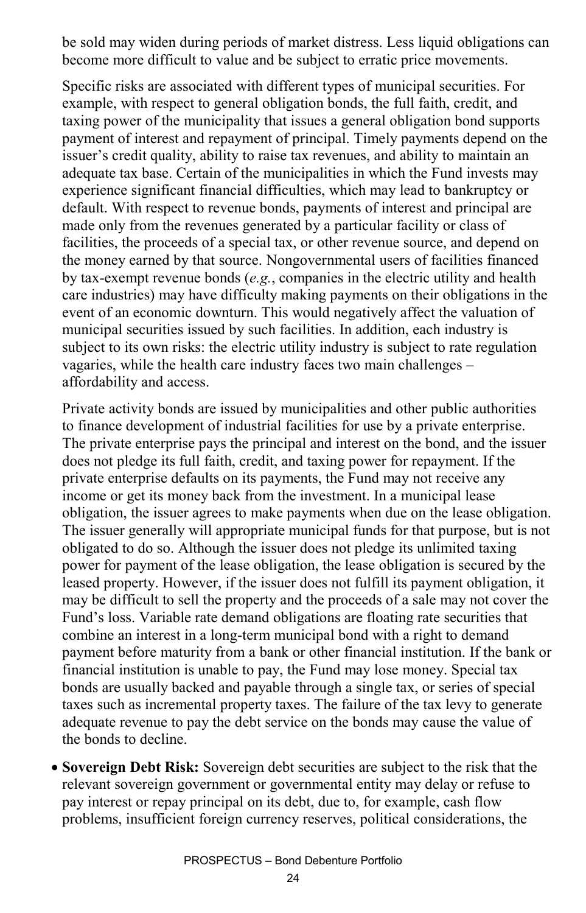be sold may widen during periods of market distress. Less liquid obligations can become more difficult to value and be subject to erratic price movements.

Specific risks are associated with different types of municipal securities. For example, with respect to general obligation bonds, the full faith, credit, and taxing power of the municipality that issues a general obligation bond supports payment of interest and repayment of principal. Timely payments depend on the issuer's credit quality, ability to raise tax revenues, and ability to maintain an adequate tax base. Certain of the municipalities in which the Fund invests may experience significant financial difficulties, which may lead to bankruptcy or default. With respect to revenue bonds, payments of interest and principal are made only from the revenues generated by a particular facility or class of facilities, the proceeds of a special tax, or other revenue source, and depend on the money earned by that source. Nongovernmental users of facilities financed by tax-exempt revenue bonds (*e.g.*, companies in the electric utility and health care industries) may have difficulty making payments on their obligations in the event of an economic downturn. This would negatively affect the valuation of municipal securities issued by such facilities. In addition, each industry is subject to its own risks: the electric utility industry is subject to rate regulation vagaries, while the health care industry faces two main challenges – affordability and access.

Private activity bonds are issued by municipalities and other public authorities to finance development of industrial facilities for use by a private enterprise. The private enterprise pays the principal and interest on the bond, and the issuer does not pledge its full faith, credit, and taxing power for repayment. If the private enterprise defaults on its payments, the Fund may not receive any income or get its money back from the investment. In a municipal lease obligation, the issuer agrees to make payments when due on the lease obligation. The issuer generally will appropriate municipal funds for that purpose, but is not obligated to do so. Although the issuer does not pledge its unlimited taxing power for payment of the lease obligation, the lease obligation is secured by the leased property. However, if the issuer does not fulfill its payment obligation, it may be difficult to sell the property and the proceeds of a sale may not cover the Fund's loss. Variable rate demand obligations are floating rate securities that combine an interest in a long-term municipal bond with a right to demand payment before maturity from a bank or other financial institution. If the bank or financial institution is unable to pay, the Fund may lose money. Special tax bonds are usually backed and payable through a single tax, or series of special taxes such as incremental property taxes. The failure of the tax levy to generate adequate revenue to pay the debt service on the bonds may cause the value of the bonds to decline.

- **Sovereign Debt Risk:** Sovereign debt securities are subject to the risk that the relevant sovereign government or governmental entity may delay or refuse to pay interest or repay principal on its debt, due to, for example, cash flow problems, insufficient foreign currency reserves, political considerations, the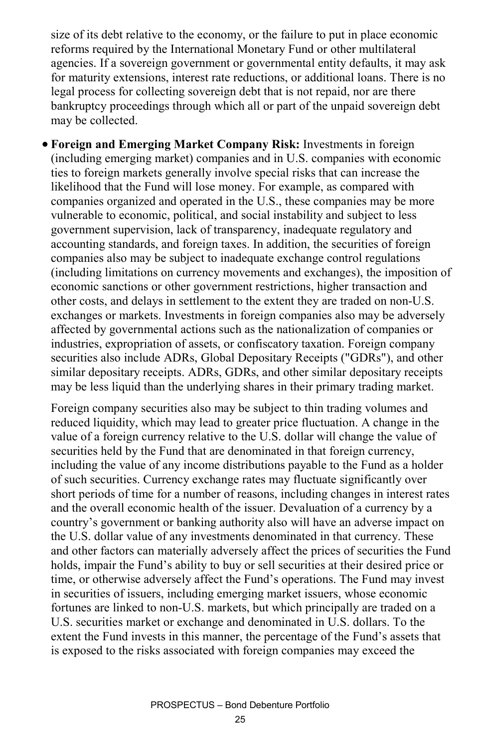size of its debt relative to the economy, or the failure to put in place economic reforms required by the International Monetary Fund or other multilateral agencies. If a sovereign government or governmental entity defaults, it may ask for maturity extensions, interest rate reductions, or additional loans. There is no legal process for collecting sovereign debt that is not repaid, nor are there bankruptcy proceedings through which all or part of the unpaid sovereign debt may be collected.

- **Foreign and Emerging Market Company Risk:** Investments in foreign (including emerging market) companies and in U.S. companies with economic ties to foreign markets generally involve special risks that can increase the likelihood that the Fund will lose money. For example, as compared with companies organized and operated in the U.S., these companies may be more vulnerable to economic, political, and social instability and subject to less government supervision, lack of transparency, inadequate regulatory and accounting standards, and foreign taxes. In addition, the securities of foreign companies also may be subject to inadequate exchange control regulations (including limitations on currency movements and exchanges), the imposition of economic sanctions or other government restrictions, higher transaction and other costs, and delays in settlement to the extent they are traded on non-U.S. exchanges or markets. Investments in foreign companies also may be adversely affected by governmental actions such as the nationalization of companies or industries, expropriation of assets, or confiscatory taxation. Foreign company securities also include ADRs, Global Depositary Receipts ("GDRs"), and other similar depositary receipts. ADRs, GDRs, and other similar depositary receipts may be less liquid than the underlying shares in their primary trading market.

  Foreign company securities also may be subject to thin trading volumes and reduced liquidity, which may lead to greater price fluctuation. A change in the value of a foreign currency relative to the U.S. dollar will change the value of securities held by the Fund that are denominated in that foreign currency, including the value of any income distributions payable to the Fund as a holder of such securities. Currency exchange rates may fluctuate significantly over short periods of time for a number of reasons, including changes in interest rates and the overall economic health of the issuer. Devaluation of a currency by a country's government or banking authority also will have an adverse impact on the U.S. dollar value of any investments denominated in that currency. These and other factors can materially adversely affect the prices of securities the Fund holds, impair the Fund's ability to buy or sell securities at their desired price or time, or otherwise adversely affect the Fund's operations. The Fund may invest in securities of issuers, including emerging market issuers, whose economic fortunes are linked to non-U.S. markets, but which principally are traded on a U.S. securities market or exchange and denominated in U.S. dollars. To the extent the Fund invests in this manner, the percentage of the Fund's assets that is exposed to the risks associated with foreign companies may exceed the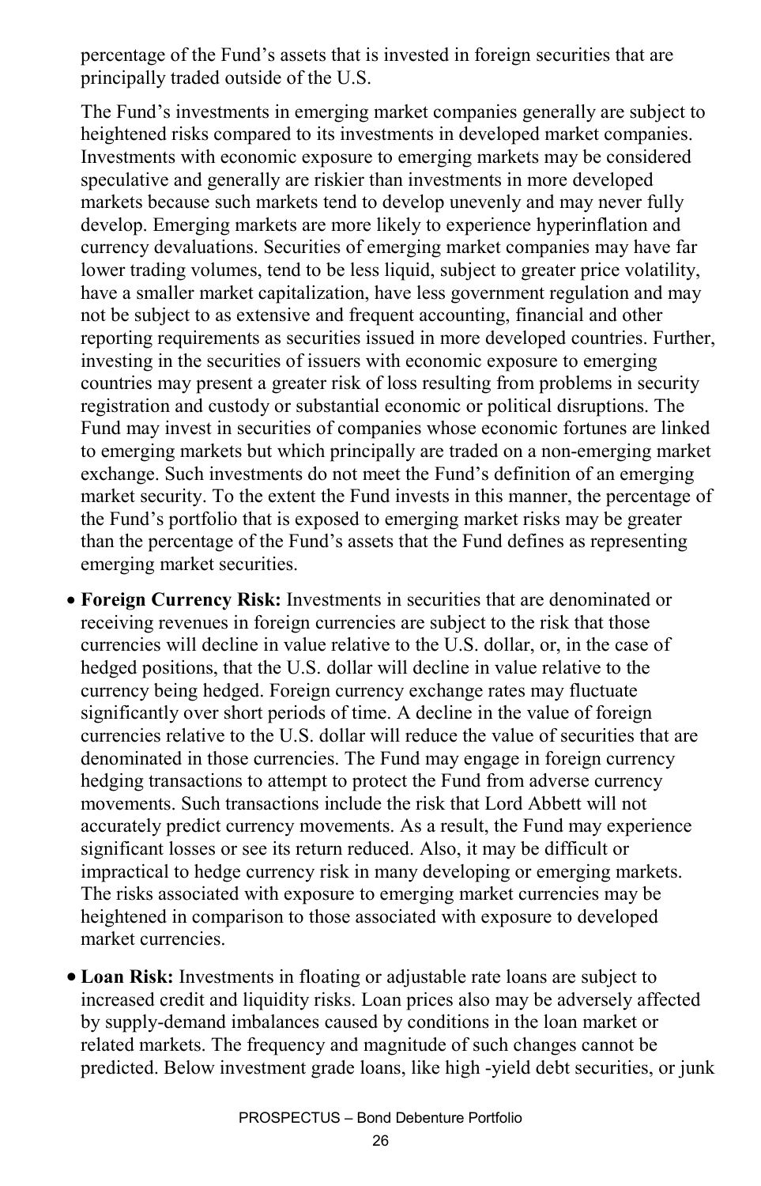percentage of the Fund's assets that is invested in foreign securities that are principally traded outside of the U.S.

The Fund's investments in emerging market companies generally are subject to heightened risks compared to its investments in developed market companies. Investments with economic exposure to emerging markets may be considered speculative and generally are riskier than investments in more developed markets because such markets tend to develop unevenly and may never fully develop. Emerging markets are more likely to experience hyperinflation and currency devaluations. Securities of emerging market companies may have far lower trading volumes, tend to be less liquid, subject to greater price volatility, have a smaller market capitalization, have less government regulation and may not be subject to as extensive and frequent accounting, financial and other reporting requirements as securities issued in more developed countries. Further, investing in the securities of issuers with economic exposure to emerging countries may present a greater risk of loss resulting from problems in security registration and custody or substantial economic or political disruptions. The Fund may invest in securities of companies whose economic fortunes are linked to emerging markets but which principally are traded on a non-emerging market exchange. Such investments do not meet the Fund's definition of an emerging market security. To the extent the Fund invests in this manner, the percentage of the Fund's portfolio that is exposed to emerging market risks may be greater than the percentage of the Fund's assets that the Fund defines as representing emerging market securities.

- **Foreign Currency Risk:** Investments in securities that are denominated or receiving revenues in foreign currencies are subject to the risk that those currencies will decline in value relative to the U.S. dollar, or, in the case of hedged positions, that the U.S. dollar will decline in value relative to the currency being hedged. Foreign currency exchange rates may fluctuate significantly over short periods of time. A decline in the value of foreign currencies relative to the U.S. dollar will reduce the value of securities that are denominated in those currencies. The Fund may engage in foreign currency hedging transactions to attempt to protect the Fund from adverse currency movements. Such transactions include the risk that Lord Abbett will not accurately predict currency movements. As a result, the Fund may experience significant losses or see its return reduced. Also, it may be difficult or impractical to hedge currency risk in many developing or emerging markets. The risks associated with exposure to emerging market currencies may be heightened in comparison to those associated with exposure to developed market currencies.
- **Loan Risk:** Investments in floating or adjustable rate loans are subject to increased credit and liquidity risks. Loan prices also may be adversely affected by supply-demand imbalances caused by conditions in the loan market or related markets. The frequency and magnitude of such changes cannot be predicted. Below investment grade loans, like high -yield debt securities, or junk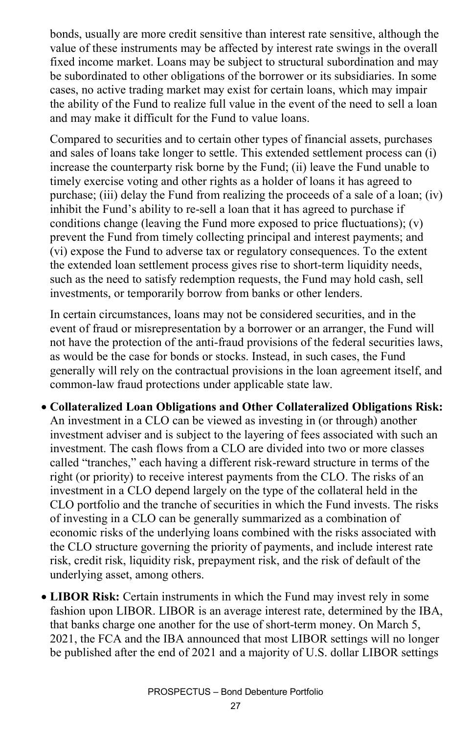bonds, usually are more credit sensitive than interest rate sensitive, although the value of these instruments may be affected by interest rate swings in the overall fixed income market. Loans may be subject to structural subordination and may be subordinated to other obligations of the borrower or its subsidiaries. In some cases, no active trading market may exist for certain loans, which may impair the ability of the Fund to realize full value in the event of the need to sell a loan and may make it difficult for the Fund to value loans.

Compared to securities and to certain other types of financial assets, purchases and sales of loans take longer to settle. This extended settlement process can (i) increase the counterparty risk borne by the Fund; (ii) leave the Fund unable to timely exercise voting and other rights as a holder of loans it has agreed to purchase; (iii) delay the Fund from realizing the proceeds of a sale of a loan; (iv) inhibit the Fund's ability to re-sell a loan that it has agreed to purchase if conditions change (leaving the Fund more exposed to price fluctuations); (v) prevent the Fund from timely collecting principal and interest payments; and (vi) expose the Fund to adverse tax or regulatory consequences. To the extent the extended loan settlement process gives rise to short-term liquidity needs, such as the need to satisfy redemption requests, the Fund may hold cash, sell investments, or temporarily borrow from banks or other lenders.

In certain circumstances, loans may not be considered securities, and in the event of fraud or misrepresentation by a borrower or an arranger, the Fund will not have the protection of the anti-fraud provisions of the federal securities laws, as would be the case for bonds or stocks. Instead, in such cases, the Fund generally will rely on the contractual provisions in the loan agreement itself, and common-law fraud protections under applicable state law.

- **Collateralized Loan Obligations and Other Collateralized Obligations Risk:** An investment in a CLO can be viewed as investing in (or through) another investment adviser and is subject to the layering of fees associated with such an investment. The cash flows from a CLO are divided into two or more classes called "tranches," each having a different risk-reward structure in terms of the right (or priority) to receive interest payments from the CLO. The risks of an investment in a CLO depend largely on the type of the collateral held in the CLO portfolio and the tranche of securities in which the Fund invests. The risks of investing in a CLO can be generally summarized as a combination of economic risks of the underlying loans combined with the risks associated with the CLO structure governing the priority of payments, and include interest rate risk, credit risk, liquidity risk, prepayment risk, and the risk of default of the underlying asset, among others.
- **LIBOR Risk:** Certain instruments in which the Fund may invest rely in some fashion upon LIBOR. LIBOR is an average interest rate, determined by the IBA, that banks charge one another for the use of short-term money. On March 5, 2021, the FCA and the IBA announced that most LIBOR settings will no longer be published after the end of 2021 and a majority of U.S. dollar LIBOR settings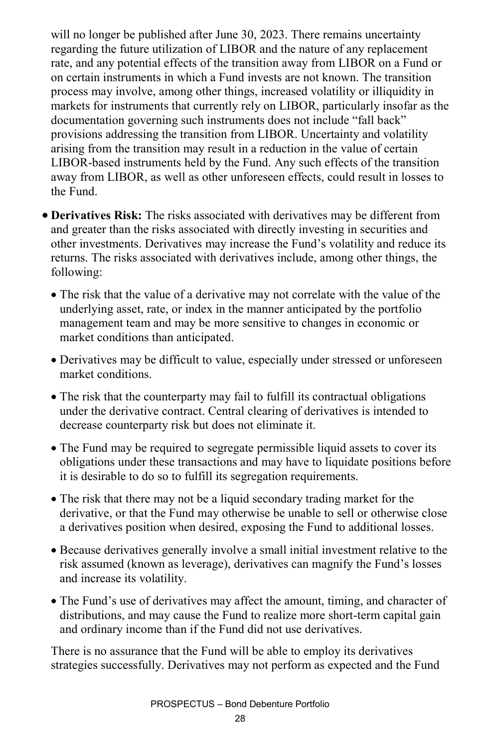will no longer be published after June 30, 2023. There remains uncertainty regarding the future utilization of LIBOR and the nature of any replacement rate, and any potential effects of the transition away from LIBOR on a Fund or on certain instruments in which a Fund invests are not known. The transition process may involve, among other things, increased volatility or illiquidity in markets for instruments that currently rely on LIBOR, particularly insofar as the documentation governing such instruments does not include "fall back" provisions addressing the transition from LIBOR. Uncertainty and volatility arising from the transition may result in a reduction in the value of certain LIBOR-based instruments held by the Fund. Any such effects of the transition away from LIBOR, as well as other unforeseen effects, could result in losses to the Fund.

- **Derivatives Risk:** The risks associated with derivatives may be different from and greater than the risks associated with directly investing in securities and other investments. Derivatives may increase the Fund's volatility and reduce its returns. The risks associated with derivatives include, among other things, the following:

  - The risk that the value of a derivative may not correlate with the value of the underlying asset, rate, or index in the manner anticipated by the portfolio management team and may be more sensitive to changes in economic or market conditions than anticipated.

  - Derivatives may be difficult to value, especially under stressed or unforeseen market conditions.

  - The risk that the counterparty may fail to fulfill its contractual obligations under the derivative contract. Central clearing of derivatives is intended to decrease counterparty risk but does not eliminate it.

  - The Fund may be required to segregate permissible liquid assets to cover its obligations under these transactions and may have to liquidate positions before it is desirable to do so to fulfill its segregation requirements.

  - The risk that there may not be a liquid secondary trading market for the derivative, or that the Fund may otherwise be unable to sell or otherwise close a derivatives position when desired, exposing the Fund to additional losses.

  - Because derivatives generally involve a small initial investment relative to the risk assumed (known as leverage), derivatives can magnify the Fund's losses and increase its volatility.

  - The Fund's use of derivatives may affect the amount, timing, and character of distributions, and may cause the Fund to realize more short-term capital gain and ordinary income than if the Fund did not use derivatives.

  There is no assurance that the Fund will be able to employ its derivatives strategies successfully. Derivatives may not perform as expected and the Fund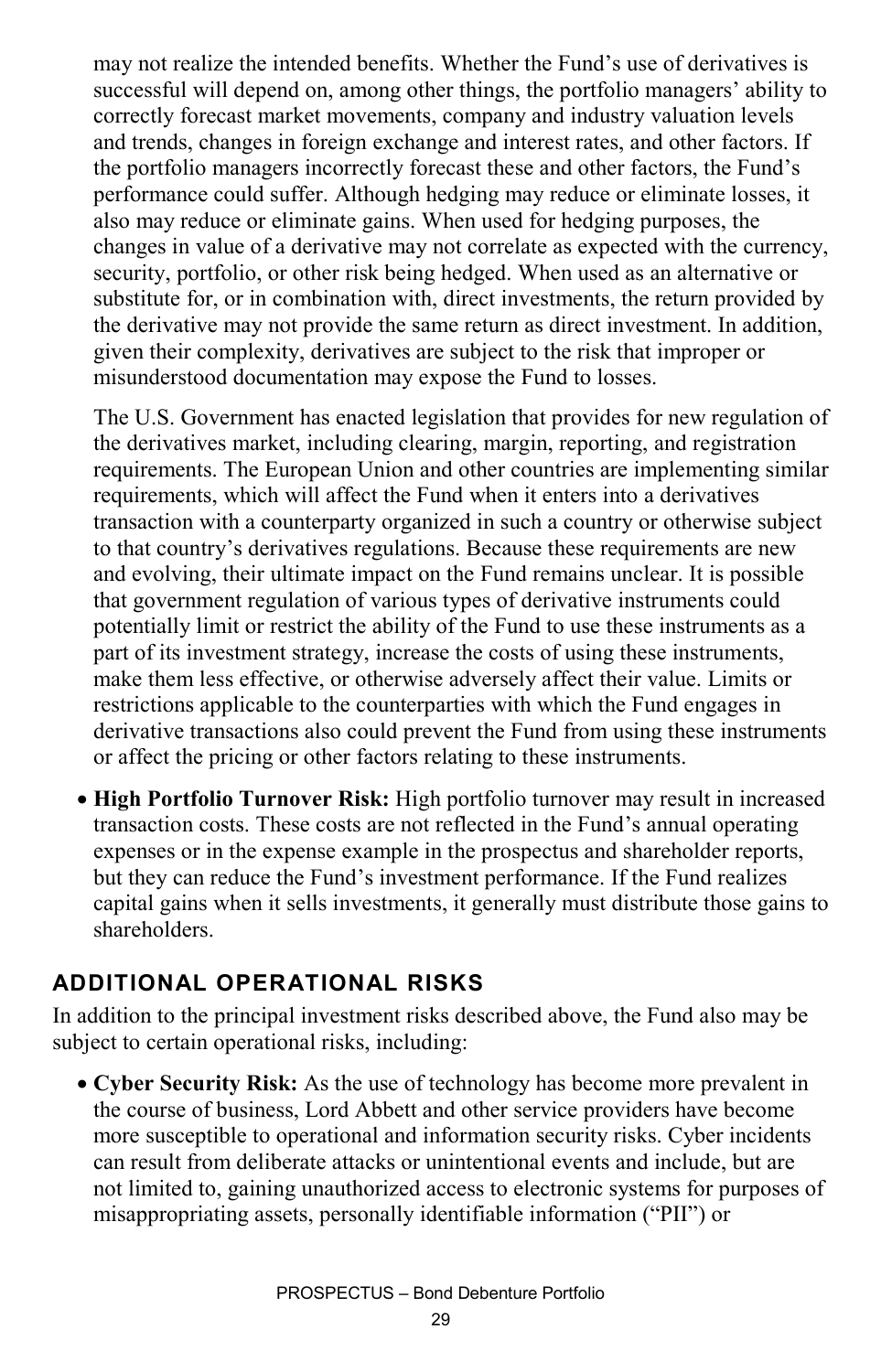may not realize the intended benefits. Whether the Fund’s use of derivatives is successful will depend on, among other things, the portfolio managers’ ability to correctly forecast market movements, company and industry valuation levels and trends, changes in foreign exchange and interest rates, and other factors. If the portfolio managers incorrectly forecast these and other factors, the Fund’s performance could suffer. Although hedging may reduce or eliminate losses, it also may reduce or eliminate gains. When used for hedging purposes, the changes in value of a derivative may not correlate as expected with the currency, security, portfolio, or other risk being hedged. When used as an alternative or substitute for, or in combination with, direct investments, the return provided by the derivative may not provide the same return as direct investment. In addition, given their complexity, derivatives are subject to the risk that improper or misunderstood documentation may expose the Fund to losses.

The U.S. Government has enacted legislation that provides for new regulation of the derivatives market, including clearing, margin, reporting, and registration requirements. The European Union and other countries are implementing similar requirements, which will affect the Fund when it enters into a derivatives transaction with a counterparty organized in such a country or otherwise subject to that country’s derivatives regulations. Because these requirements are new and evolving, their ultimate impact on the Fund remains unclear. It is possible that government regulation of various types of derivative instruments could potentially limit or restrict the ability of the Fund to use these instruments as a part of its investment strategy, increase the costs of using these instruments, make them less effective, or otherwise adversely affect their value. Limits or restrictions applicable to the counterparties with which the Fund engages in derivative transactions also could prevent the Fund from using these instruments or affect the pricing or other factors relating to these instruments.

- **High Portfolio Turnover Risk:** High portfolio turnover may result in increased transaction costs. These costs are not reflected in the Fund’s annual operating expenses or in the expense example in the prospectus and shareholder reports, but they can reduce the Fund’s investment performance. If the Fund realizes capital gains when it sells investments, it generally must distribute those gains to shareholders.

## ADDITIONAL OPERATIONAL RISKS

In addition to the principal investment risks described above, the Fund also may be subject to certain operational risks, including:

- **Cyber Security Risk:** As the use of technology has become more prevalent in the course of business, Lord Abbett and other service providers have become more susceptible to operational and information security risks. Cyber incidents can result from deliberate attacks or unintentional events and include, but are not limited to, gaining unauthorized access to electronic systems for purposes of misappropriating assets, personally identifiable information (“PII”) or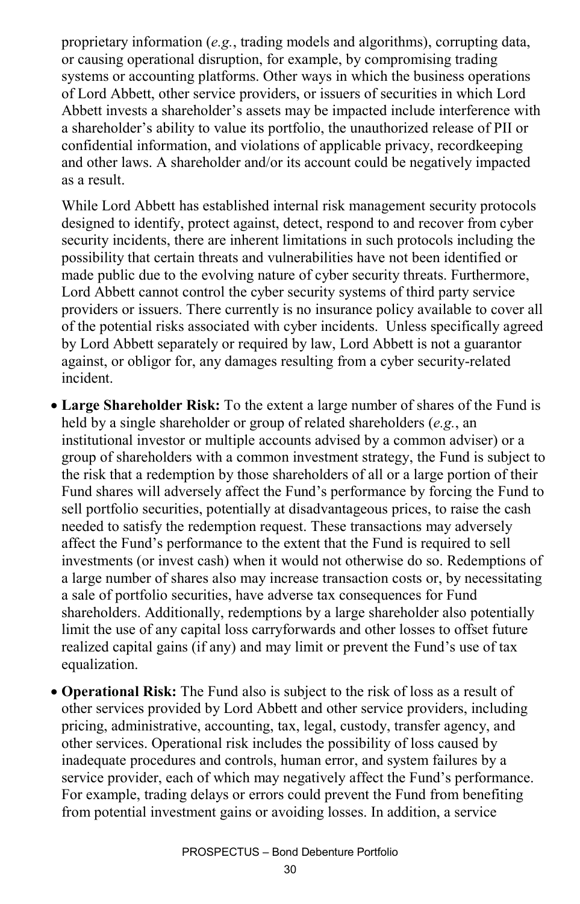proprietary information (*e.g.*, trading models and algorithms), corrupting data, or causing operational disruption, for example, by compromising trading systems or accounting platforms. Other ways in which the business operations of Lord Abbett, other service providers, or issuers of securities in which Lord Abbett invests a shareholder's assets may be impacted include interference with a shareholder's ability to value its portfolio, the unauthorized release of PII or confidential information, and violations of applicable privacy, recordkeeping and other laws. A shareholder and/or its account could be negatively impacted as a result.

While Lord Abbett has established internal risk management security protocols designed to identify, protect against, detect, respond to and recover from cyber security incidents, there are inherent limitations in such protocols including the possibility that certain threats and vulnerabilities have not been identified or made public due to the evolving nature of cyber security threats. Furthermore, Lord Abbett cannot control the cyber security systems of third party service providers or issuers. There currently is no insurance policy available to cover all of the potential risks associated with cyber incidents. Unless specifically agreed by Lord Abbett separately or required by law, Lord Abbett is not a guarantor against, or obligor for, any damages resulting from a cyber security-related incident.

- **Large Shareholder Risk:** To the extent a large number of shares of the Fund is held by a single shareholder or group of related shareholders (*e.g.*, an institutional investor or multiple accounts advised by a common adviser) or a group of shareholders with a common investment strategy, the Fund is subject to the risk that a redemption by those shareholders of all or a large portion of their Fund shares will adversely affect the Fund's performance by forcing the Fund to sell portfolio securities, potentially at disadvantageous prices, to raise the cash needed to satisfy the redemption request. These transactions may adversely affect the Fund's performance to the extent that the Fund is required to sell investments (or invest cash) when it would not otherwise do so. Redemptions of a large number of shares also may increase transaction costs or, by necessitating a sale of portfolio securities, have adverse tax consequences for Fund shareholders. Additionally, redemptions by a large shareholder also potentially limit the use of any capital loss carryforwards and other losses to offset future realized capital gains (if any) and may limit or prevent the Fund's use of tax equalization.
- **Operational Risk:** The Fund also is subject to the risk of loss as a result of other services provided by Lord Abbett and other service providers, including pricing, administrative, accounting, tax, legal, custody, transfer agency, and other services. Operational risk includes the possibility of loss caused by inadequate procedures and controls, human error, and system failures by a service provider, each of which may negatively affect the Fund's performance. For example, trading delays or errors could prevent the Fund from benefiting from potential investment gains or avoiding losses. In addition, a service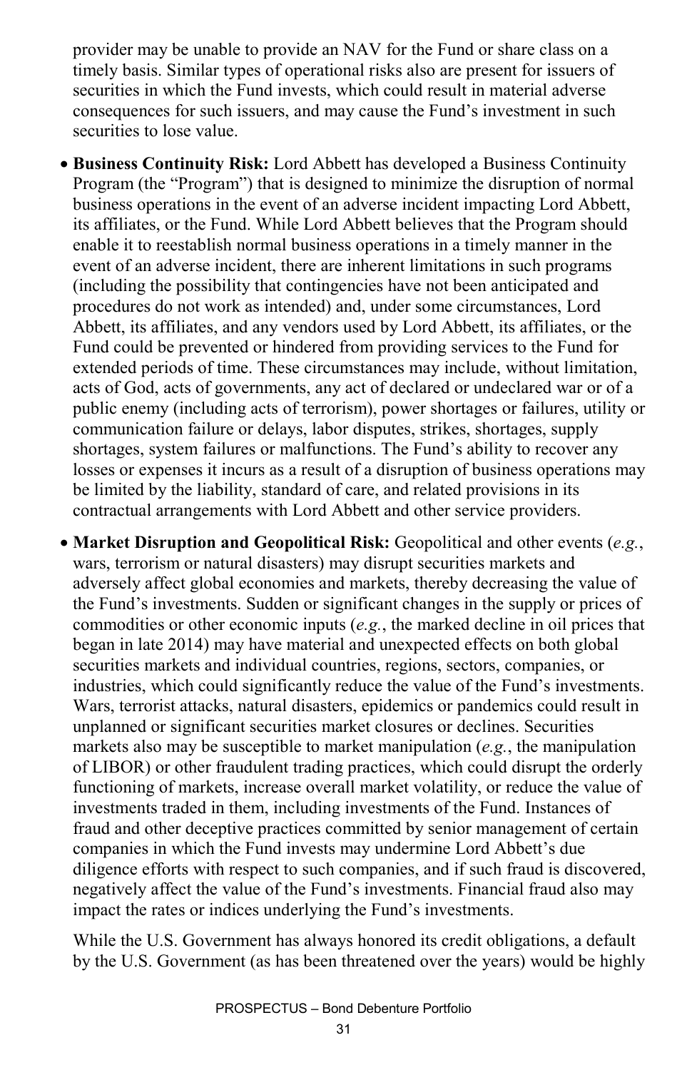provider may be unable to provide an NAV for the Fund or share class on a timely basis. Similar types of operational risks also are present for issuers of securities in which the Fund invests, which could result in material adverse consequences for such issuers, and may cause the Fund's investment in such securities to lose value.

- **Business Continuity Risk:** Lord Abbett has developed a Business Continuity Program (the "Program") that is designed to minimize the disruption of normal business operations in the event of an adverse incident impacting Lord Abbett, its affiliates, or the Fund. While Lord Abbett believes that the Program should enable it to reestablish normal business operations in a timely manner in the event of an adverse incident, there are inherent limitations in such programs (including the possibility that contingencies have not been anticipated and procedures do not work as intended) and, under some circumstances, Lord Abbett, its affiliates, and any vendors used by Lord Abbett, its affiliates, or the Fund could be prevented or hindered from providing services to the Fund for extended periods of time. These circumstances may include, without limitation, acts of God, acts of governments, any act of declared or undeclared war or of a public enemy (including acts of terrorism), power shortages or failures, utility or communication failure or delays, labor disputes, strikes, shortages, supply shortages, system failures or malfunctions. The Fund's ability to recover any losses or expenses it incurs as a result of a disruption of business operations may be limited by the liability, standard of care, and related provisions in its contractual arrangements with Lord Abbett and other service providers.
- **Market Disruption and Geopolitical Risk:** Geopolitical and other events (*e.g.*, wars, terrorism or natural disasters) may disrupt securities markets and adversely affect global economies and markets, thereby decreasing the value of the Fund's investments. Sudden or significant changes in the supply or prices of commodities or other economic inputs (*e.g.*, the marked decline in oil prices that began in late 2014) may have material and unexpected effects on both global securities markets and individual countries, regions, sectors, companies, or industries, which could significantly reduce the value of the Fund's investments. Wars, terrorist attacks, natural disasters, epidemics or pandemics could result in unplanned or significant securities market closures or declines. Securities markets also may be susceptible to market manipulation (*e.g.*, the manipulation of LIBOR) or other fraudulent trading practices, which could disrupt the orderly functioning of markets, increase overall market volatility, or reduce the value of investments traded in them, including investments of the Fund. Instances of fraud and other deceptive practices committed by senior management of certain companies in which the Fund invests may undermine Lord Abbett's due diligence efforts with respect to such companies, and if such fraud is discovered, negatively affect the value of the Fund's investments. Financial fraud also may impact the rates or indices underlying the Fund's investments.

  While the U.S. Government has always honored its credit obligations, a default by the U.S. Government (as has been threatened over the years) would be highly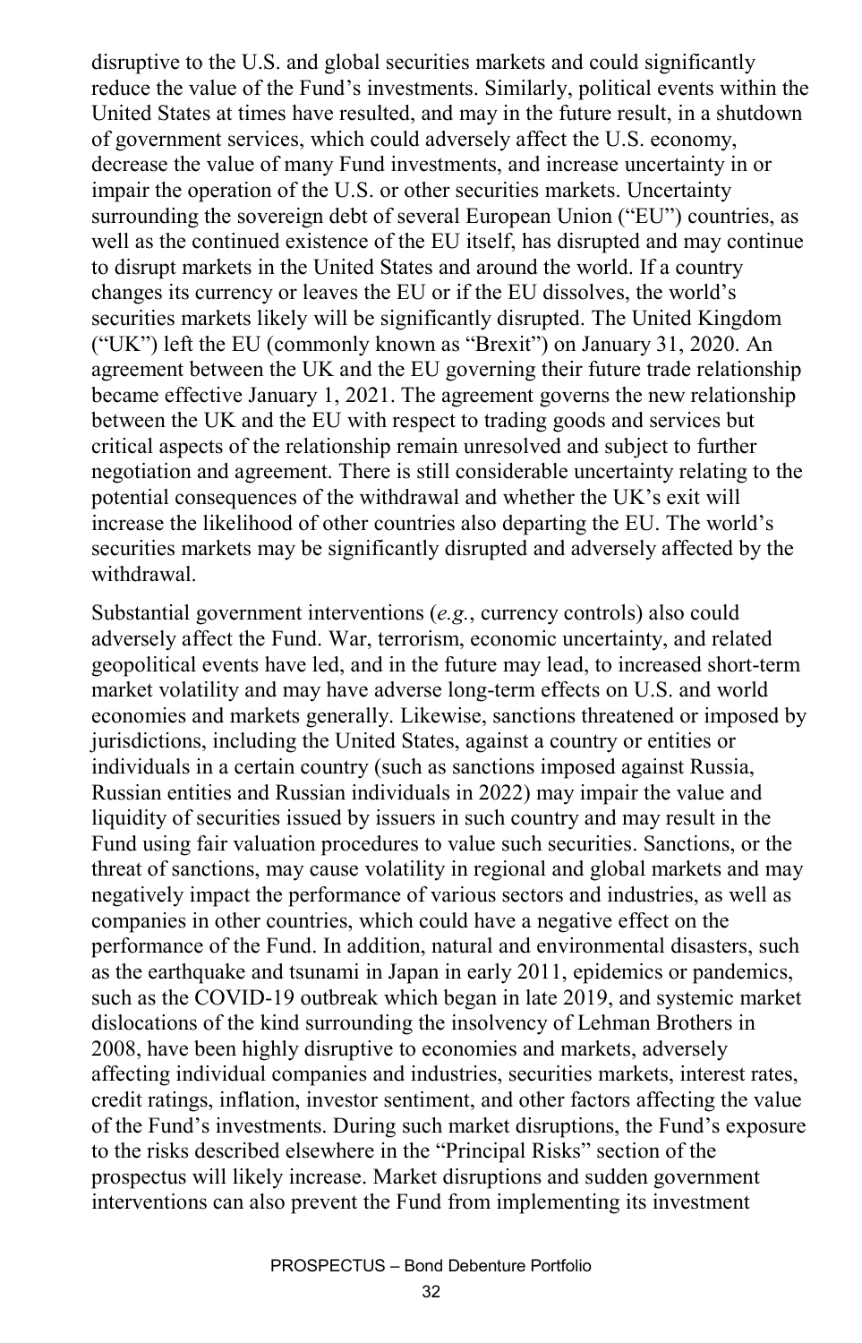disruptive to the U.S. and global securities markets and could significantly reduce the value of the Fund's investments. Similarly, political events within the United States at times have resulted, and may in the future result, in a shutdown of government services, which could adversely affect the U.S. economy, decrease the value of many Fund investments, and increase uncertainty in or impair the operation of the U.S. or other securities markets. Uncertainty surrounding the sovereign debt of several European Union ("EU") countries, as well as the continued existence of the EU itself, has disrupted and may continue to disrupt markets in the United States and around the world. If a country changes its currency or leaves the EU or if the EU dissolves, the world's securities markets likely will be significantly disrupted. The United Kingdom ("UK") left the EU (commonly known as "Brexit") on January 31, 2020. An agreement between the UK and the EU governing their future trade relationship became effective January 1, 2021. The agreement governs the new relationship between the UK and the EU with respect to trading goods and services but critical aspects of the relationship remain unresolved and subject to further negotiation and agreement. There is still considerable uncertainty relating to the potential consequences of the withdrawal and whether the UK's exit will increase the likelihood of other countries also departing the EU. The world's securities markets may be significantly disrupted and adversely affected by the withdrawal.

Substantial government interventions (*e.g.*, currency controls) also could adversely affect the Fund. War, terrorism, economic uncertainty, and related geopolitical events have led, and in the future may lead, to increased short-term market volatility and may have adverse long-term effects on U.S. and world economies and markets generally. Likewise, sanctions threatened or imposed by jurisdictions, including the United States, against a country or entities or individuals in a certain country (such as sanctions imposed against Russia, Russian entities and Russian individuals in 2022) may impair the value and liquidity of securities issued by issuers in such country and may result in the Fund using fair valuation procedures to value such securities. Sanctions, or the threat of sanctions, may cause volatility in regional and global markets and may negatively impact the performance of various sectors and industries, as well as companies in other countries, which could have a negative effect on the performance of the Fund. In addition, natural and environmental disasters, such as the earthquake and tsunami in Japan in early 2011, epidemics or pandemics, such as the COVID-19 outbreak which began in late 2019, and systemic market dislocations of the kind surrounding the insolvency of Lehman Brothers in 2008, have been highly disruptive to economies and markets, adversely affecting individual companies and industries, securities markets, interest rates, credit ratings, inflation, investor sentiment, and other factors affecting the value of the Fund's investments. During such market disruptions, the Fund's exposure to the risks described elsewhere in the "Principal Risks" section of the prospectus will likely increase. Market disruptions and sudden government interventions can also prevent the Fund from implementing its investment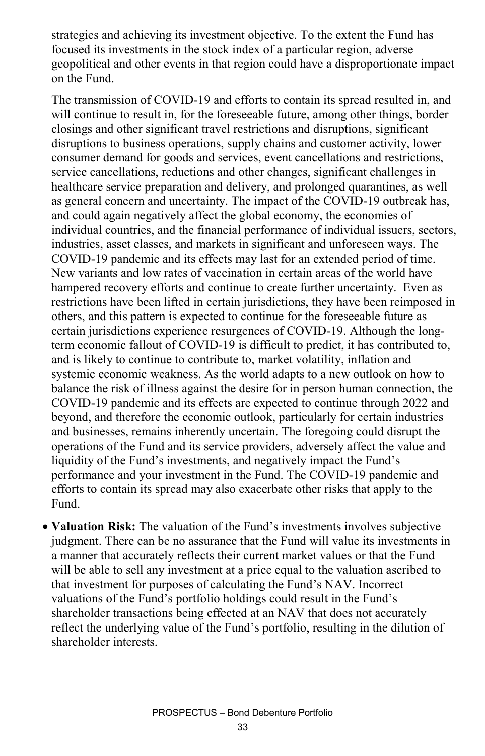strategies and achieving its investment objective. To the extent the Fund has focused its investments in the stock index of a particular region, adverse geopolitical and other events in that region could have a disproportionate impact on the Fund.

The transmission of COVID-19 and efforts to contain its spread resulted in, and will continue to result in, for the foreseeable future, among other things, border closings and other significant travel restrictions and disruptions, significant disruptions to business operations, supply chains and customer activity, lower consumer demand for goods and services, event cancellations and restrictions, service cancellations, reductions and other changes, significant challenges in healthcare service preparation and delivery, and prolonged quarantines, as well as general concern and uncertainty. The impact of the COVID-19 outbreak has, and could again negatively affect the global economy, the economies of individual countries, and the financial performance of individual issuers, sectors, industries, asset classes, and markets in significant and unforeseen ways. The COVID-19 pandemic and its effects may last for an extended period of time. New variants and low rates of vaccination in certain areas of the world have hampered recovery efforts and continue to create further uncertainty. Even as restrictions have been lifted in certain jurisdictions, they have been reimposed in others, and this pattern is expected to continue for the foreseeable future as certain jurisdictions experience resurgences of COVID-19. Although the long-term economic fallout of COVID-19 is difficult to predict, it has contributed to, and is likely to continue to contribute to, market volatility, inflation and systemic economic weakness. As the world adapts to a new outlook on how to balance the risk of illness against the desire for in person human connection, the COVID-19 pandemic and its effects are expected to continue through 2022 and beyond, and therefore the economic outlook, particularly for certain industries and businesses, remains inherently uncertain. The foregoing could disrupt the operations of the Fund and its service providers, adversely affect the value and liquidity of the Fund's investments, and negatively impact the Fund's performance and your investment in the Fund. The COVID-19 pandemic and efforts to contain its spread may also exacerbate other risks that apply to the Fund.

- **Valuation Risk:** The valuation of the Fund's investments involves subjective judgment. There can be no assurance that the Fund will value its investments in a manner that accurately reflects their current market values or that the Fund will be able to sell any investment at a price equal to the valuation ascribed to that investment for purposes of calculating the Fund's NAV. Incorrect valuations of the Fund's portfolio holdings could result in the Fund's shareholder transactions being effected at an NAV that does not accurately reflect the underlying value of the Fund's portfolio, resulting in the dilution of shareholder interests.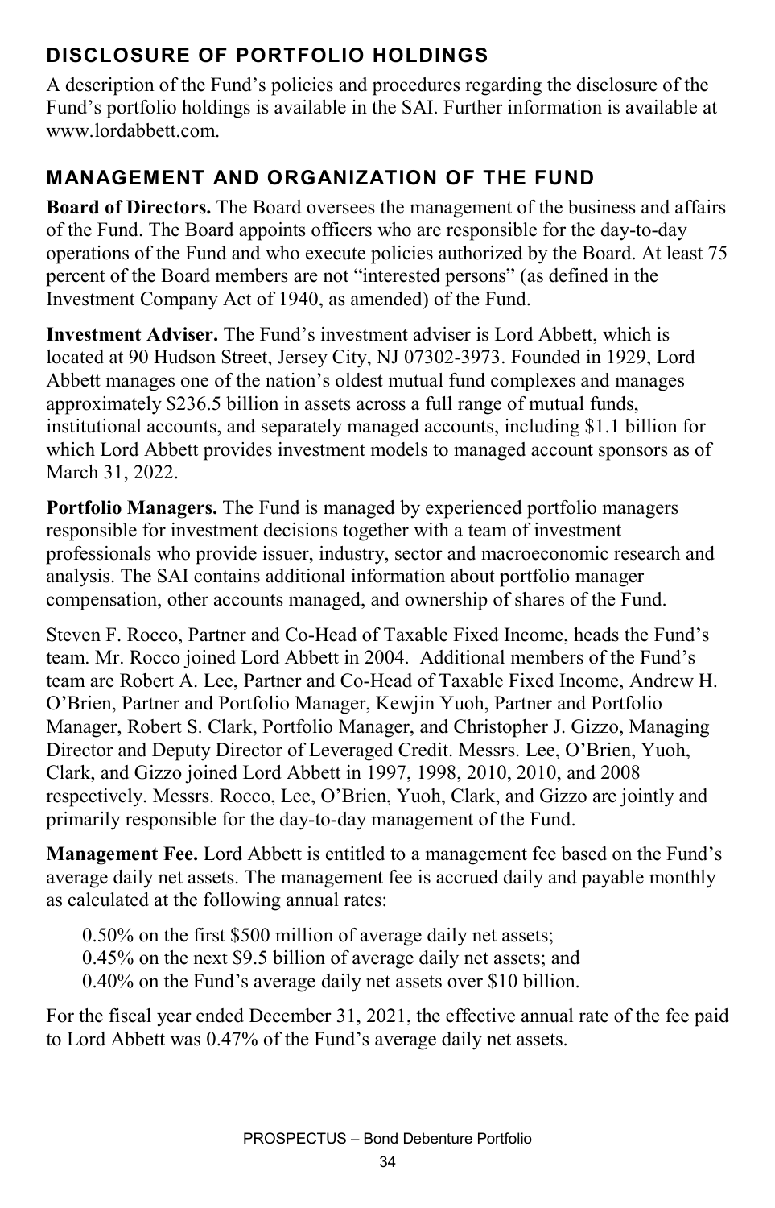## DISCLOSURE OF PORTFOLIO HOLDINGS

A description of the Fund's policies and procedures regarding the disclosure of the Fund's portfolio holdings is available in the SAI. Further information is available at www.lordabbett.com.

## MANAGEMENT AND ORGANIZATION OF THE FUND

**Board of Directors.** The Board oversees the management of the business and affairs of the Fund. The Board appoints officers who are responsible for the day-to-day operations of the Fund and who execute policies authorized by the Board. At least 75 percent of the Board members are not "interested persons" (as defined in the Investment Company Act of 1940, as amended) of the Fund.

**Investment Adviser.** The Fund's investment adviser is Lord Abbett, which is located at 90 Hudson Street, Jersey City, NJ 07302-3973. Founded in 1929, Lord Abbett manages one of the nation's oldest mutual fund complexes and manages approximately $236.5 billion in assets across a full range of mutual funds, institutional accounts, and separately managed accounts, including $1.1 billion for which Lord Abbett provides investment models to managed account sponsors as of March 31, 2022.

**Portfolio Managers.** The Fund is managed by experienced portfolio managers responsible for investment decisions together with a team of investment professionals who provide issuer, industry, sector and macroeconomic research and analysis. The SAI contains additional information about portfolio manager compensation, other accounts managed, and ownership of shares of the Fund.

Steven F. Rocco, Partner and Co-Head of Taxable Fixed Income, heads the Fund's team. Mr. Rocco joined Lord Abbett in 2004. Additional members of the Fund's team are Robert A. Lee, Partner and Co-Head of Taxable Fixed Income, Andrew H. O'Brien, Partner and Portfolio Manager, Kewjin Yuoh, Partner and Portfolio Manager, Robert S. Clark, Portfolio Manager, and Christopher J. Gizzo, Managing Director and Deputy Director of Leveraged Credit. Messrs. Lee, O'Brien, Yuoh, Clark, and Gizzo joined Lord Abbett in 1997, 1998, 2010, 2010, and 2008 respectively. Messrs. Rocco, Lee, O'Brien, Yuoh, Clark, and Gizzo are jointly and primarily responsible for the day-to-day management of the Fund.

**Management Fee.** Lord Abbett is entitled to a management fee based on the Fund's average daily net assets. The management fee is accrued daily and payable monthly as calculated at the following annual rates:

0.50% on the first $500 million of average daily net assets;
0.45% on the next $9.5 billion of average daily net assets; and
0.40% on the Fund's average daily net assets over $10 billion.

For the fiscal year ended December 31, 2021, the effective annual rate of the fee paid to Lord Abbett was 0.47% of the Fund's average daily net assets.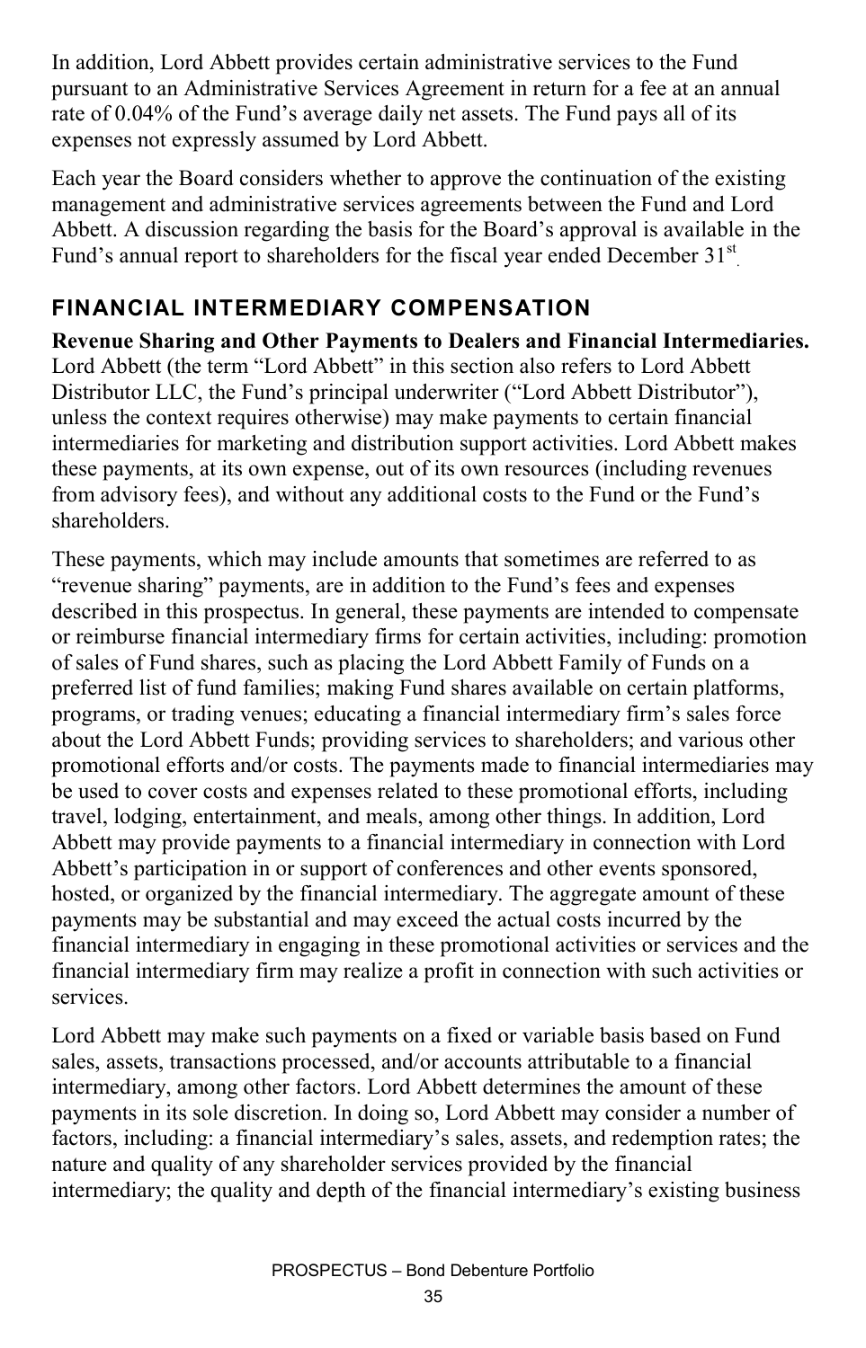In addition, Lord Abbett provides certain administrative services to the Fund pursuant to an Administrative Services Agreement in return for a fee at an annual rate of 0.04% of the Fund's average daily net assets. The Fund pays all of its expenses not expressly assumed by Lord Abbett.

Each year the Board considers whether to approve the continuation of the existing management and administrative services agreements between the Fund and Lord Abbett. A discussion regarding the basis for the Board's approval is available in the Fund's annual report to shareholders for the fiscal year ended December 31st.

## FINANCIAL INTERMEDIARY COMPENSATION

**Revenue Sharing and Other Payments to Dealers and Financial Intermediaries.** Lord Abbett (the term "Lord Abbett" in this section also refers to Lord Abbett Distributor LLC, the Fund's principal underwriter ("Lord Abbett Distributor"), unless the context requires otherwise) may make payments to certain financial intermediaries for marketing and distribution support activities. Lord Abbett makes these payments, at its own expense, out of its own resources (including revenues from advisory fees), and without any additional costs to the Fund or the Fund's shareholders.

These payments, which may include amounts that sometimes are referred to as "revenue sharing" payments, are in addition to the Fund's fees and expenses described in this prospectus. In general, these payments are intended to compensate or reimburse financial intermediary firms for certain activities, including: promotion of sales of Fund shares, such as placing the Lord Abbett Family of Funds on a preferred list of fund families; making Fund shares available on certain platforms, programs, or trading venues; educating a financial intermediary firm's sales force about the Lord Abbett Funds; providing services to shareholders; and various other promotional efforts and/or costs. The payments made to financial intermediaries may be used to cover costs and expenses related to these promotional efforts, including travel, lodging, entertainment, and meals, among other things. In addition, Lord Abbett may provide payments to a financial intermediary in connection with Lord Abbett's participation in or support of conferences and other events sponsored, hosted, or organized by the financial intermediary. The aggregate amount of these payments may be substantial and may exceed the actual costs incurred by the financial intermediary in engaging in these promotional activities or services and the financial intermediary firm may realize a profit in connection with such activities or services.

Lord Abbett may make such payments on a fixed or variable basis based on Fund sales, assets, transactions processed, and/or accounts attributable to a financial intermediary, among other factors. Lord Abbett determines the amount of these payments in its sole discretion. In doing so, Lord Abbett may consider a number of factors, including: a financial intermediary's sales, assets, and redemption rates; the nature and quality of any shareholder services provided by the financial intermediary; the quality and depth of the financial intermediary's existing business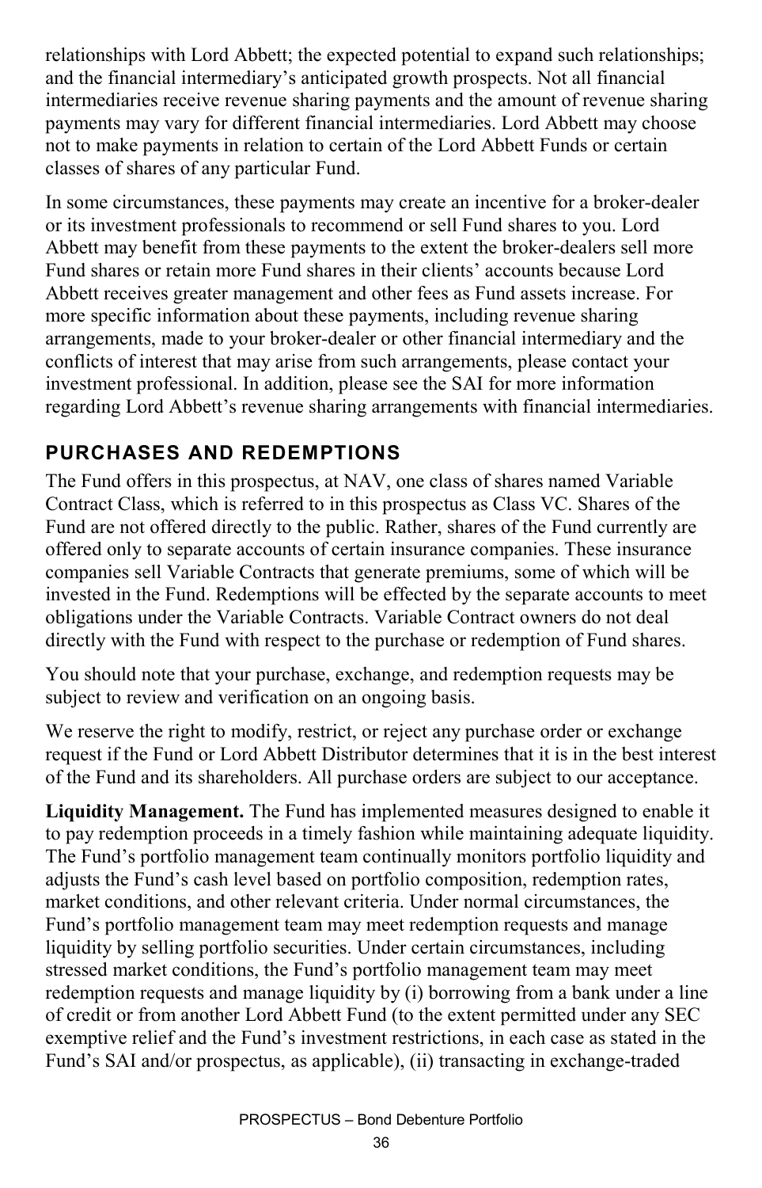relationships with Lord Abbett; the expected potential to expand such relationships; and the financial intermediary's anticipated growth prospects. Not all financial intermediaries receive revenue sharing payments and the amount of revenue sharing payments may vary for different financial intermediaries. Lord Abbett may choose not to make payments in relation to certain of the Lord Abbett Funds or certain classes of shares of any particular Fund.

In some circumstances, these payments may create an incentive for a broker-dealer or its investment professionals to recommend or sell Fund shares to you. Lord Abbett may benefit from these payments to the extent the broker-dealers sell more Fund shares or retain more Fund shares in their clients' accounts because Lord Abbett receives greater management and other fees as Fund assets increase. For more specific information about these payments, including revenue sharing arrangements, made to your broker-dealer or other financial intermediary and the conflicts of interest that may arise from such arrangements, please contact your investment professional. In addition, please see the SAI for more information regarding Lord Abbett's revenue sharing arrangements with financial intermediaries.

## PURCHASES AND REDEMPTIONS

The Fund offers in this prospectus, at NAV, one class of shares named Variable Contract Class, which is referred to in this prospectus as Class VC. Shares of the Fund are not offered directly to the public. Rather, shares of the Fund currently are offered only to separate accounts of certain insurance companies. These insurance companies sell Variable Contracts that generate premiums, some of which will be invested in the Fund. Redemptions will be effected by the separate accounts to meet obligations under the Variable Contracts. Variable Contract owners do not deal directly with the Fund with respect to the purchase or redemption of Fund shares.

You should note that your purchase, exchange, and redemption requests may be subject to review and verification on an ongoing basis.

We reserve the right to modify, restrict, or reject any purchase order or exchange request if the Fund or Lord Abbett Distributor determines that it is in the best interest of the Fund and its shareholders. All purchase orders are subject to our acceptance.

**Liquidity Management.** The Fund has implemented measures designed to enable it to pay redemption proceeds in a timely fashion while maintaining adequate liquidity. The Fund's portfolio management team continually monitors portfolio liquidity and adjusts the Fund's cash level based on portfolio composition, redemption rates, market conditions, and other relevant criteria. Under normal circumstances, the Fund's portfolio management team may meet redemption requests and manage liquidity by selling portfolio securities. Under certain circumstances, including stressed market conditions, the Fund's portfolio management team may meet redemption requests and manage liquidity by (i) borrowing from a bank under a line of credit or from another Lord Abbett Fund (to the extent permitted under any SEC exemptive relief and the Fund's investment restrictions, in each case as stated in the Fund's SAI and/or prospectus, as applicable), (ii) transacting in exchange-traded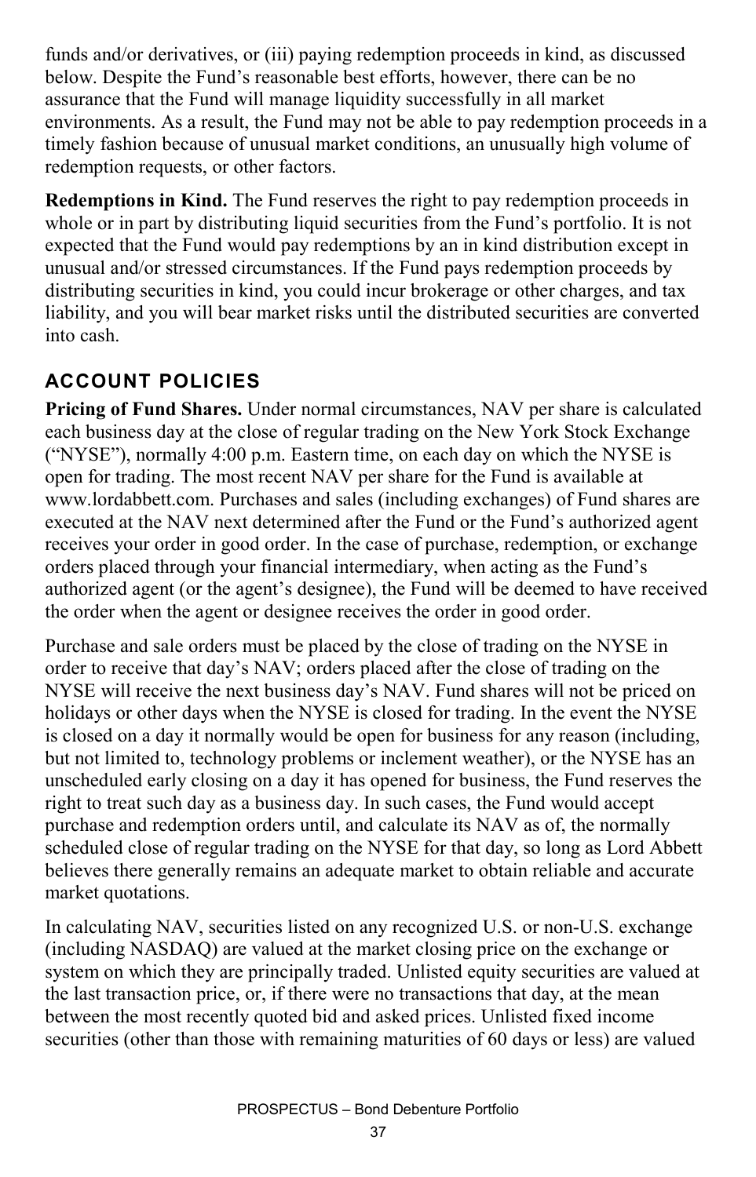funds and/or derivatives, or (iii) paying redemption proceeds in kind, as discussed below. Despite the Fund's reasonable best efforts, however, there can be no assurance that the Fund will manage liquidity successfully in all market environments. As a result, the Fund may not be able to pay redemption proceeds in a timely fashion because of unusual market conditions, an unusually high volume of redemption requests, or other factors.

**Redemptions in Kind.** The Fund reserves the right to pay redemption proceeds in whole or in part by distributing liquid securities from the Fund's portfolio. It is not expected that the Fund would pay redemptions by an in kind distribution except in unusual and/or stressed circumstances. If the Fund pays redemption proceeds by distributing securities in kind, you could incur brokerage or other charges, and tax liability, and you will bear market risks until the distributed securities are converted into cash.

## ACCOUNT POLICIES

**Pricing of Fund Shares.** Under normal circumstances, NAV per share is calculated each business day at the close of regular trading on the New York Stock Exchange ("NYSE"), normally 4:00 p.m. Eastern time, on each day on which the NYSE is open for trading. The most recent NAV per share for the Fund is available at www.lordabbett.com. Purchases and sales (including exchanges) of Fund shares are executed at the NAV next determined after the Fund or the Fund's authorized agent receives your order in good order. In the case of purchase, redemption, or exchange orders placed through your financial intermediary, when acting as the Fund's authorized agent (or the agent's designee), the Fund will be deemed to have received the order when the agent or designee receives the order in good order.

Purchase and sale orders must be placed by the close of trading on the NYSE in order to receive that day's NAV; orders placed after the close of trading on the NYSE will receive the next business day's NAV. Fund shares will not be priced on holidays or other days when the NYSE is closed for trading. In the event the NYSE is closed on a day it normally would be open for business for any reason (including, but not limited to, technology problems or inclement weather), or the NYSE has an unscheduled early closing on a day it has opened for business, the Fund reserves the right to treat such day as a business day. In such cases, the Fund would accept purchase and redemption orders until, and calculate its NAV as of, the normally scheduled close of regular trading on the NYSE for that day, so long as Lord Abbett believes there generally remains an adequate market to obtain reliable and accurate market quotations.

In calculating NAV, securities listed on any recognized U.S. or non-U.S. exchange (including NASDAQ) are valued at the market closing price on the exchange or system on which they are principally traded. Unlisted equity securities are valued at the last transaction price, or, if there were no transactions that day, at the mean between the most recently quoted bid and asked prices. Unlisted fixed income securities (other than those with remaining maturities of 60 days or less) are valued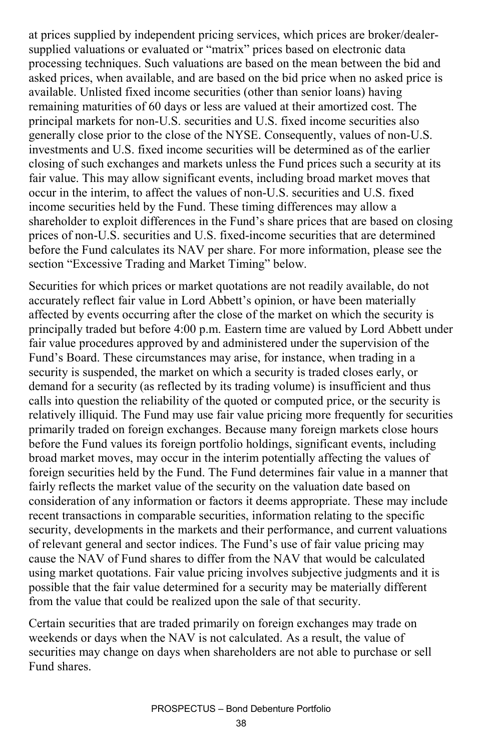at prices supplied by independent pricing services, which prices are broker/dealer-supplied valuations or evaluated or "matrix" prices based on electronic data processing techniques. Such valuations are based on the mean between the bid and asked prices, when available, and are based on the bid price when no asked price is available. Unlisted fixed income securities (other than senior loans) having remaining maturities of 60 days or less are valued at their amortized cost. The principal markets for non-U.S. securities and U.S. fixed income securities also generally close prior to the close of the NYSE. Consequently, values of non-U.S. investments and U.S. fixed income securities will be determined as of the earlier closing of such exchanges and markets unless the Fund prices such a security at its fair value. This may allow significant events, including broad market moves that occur in the interim, to affect the values of non-U.S. securities and U.S. fixed income securities held by the Fund. These timing differences may allow a shareholder to exploit differences in the Fund's share prices that are based on closing prices of non-U.S. securities and U.S. fixed-income securities that are determined before the Fund calculates its NAV per share. For more information, please see the section "Excessive Trading and Market Timing" below.

Securities for which prices or market quotations are not readily available, do not accurately reflect fair value in Lord Abbett's opinion, or have been materially affected by events occurring after the close of the market on which the security is principally traded but before 4:00 p.m. Eastern time are valued by Lord Abbett under fair value procedures approved by and administered under the supervision of the Fund's Board. These circumstances may arise, for instance, when trading in a security is suspended, the market on which a security is traded closes early, or demand for a security (as reflected by its trading volume) is insufficient and thus calls into question the reliability of the quoted or computed price, or the security is relatively illiquid. The Fund may use fair value pricing more frequently for securities primarily traded on foreign exchanges. Because many foreign markets close hours before the Fund values its foreign portfolio holdings, significant events, including broad market moves, may occur in the interim potentially affecting the values of foreign securities held by the Fund. The Fund determines fair value in a manner that fairly reflects the market value of the security on the valuation date based on consideration of any information or factors it deems appropriate. These may include recent transactions in comparable securities, information relating to the specific security, developments in the markets and their performance, and current valuations of relevant general and sector indices. The Fund's use of fair value pricing may cause the NAV of Fund shares to differ from the NAV that would be calculated using market quotations. Fair value pricing involves subjective judgments and it is possible that the fair value determined for a security may be materially different from the value that could be realized upon the sale of that security.

Certain securities that are traded primarily on foreign exchanges may trade on weekends or days when the NAV is not calculated. As a result, the value of securities may change on days when shareholders are not able to purchase or sell Fund shares.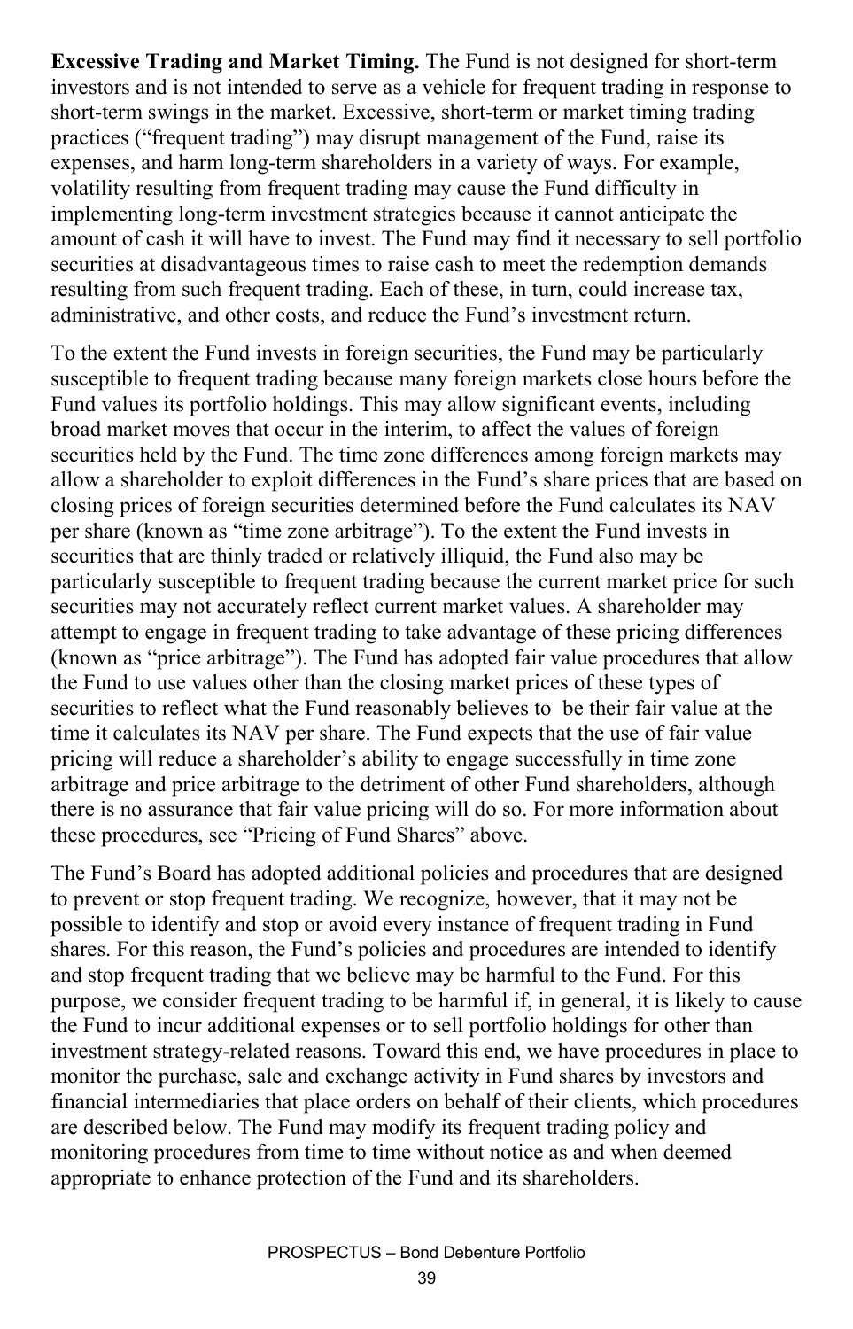**Excessive Trading and Market Timing.** The Fund is not designed for short-term investors and is not intended to serve as a vehicle for frequent trading in response to short-term swings in the market. Excessive, short-term or market timing trading practices ("frequent trading") may disrupt management of the Fund, raise its expenses, and harm long-term shareholders in a variety of ways. For example, volatility resulting from frequent trading may cause the Fund difficulty in implementing long-term investment strategies because it cannot anticipate the amount of cash it will have to invest. The Fund may find it necessary to sell portfolio securities at disadvantageous times to raise cash to meet the redemption demands resulting from such frequent trading. Each of these, in turn, could increase tax, administrative, and other costs, and reduce the Fund's investment return.

To the extent the Fund invests in foreign securities, the Fund may be particularly susceptible to frequent trading because many foreign markets close hours before the Fund values its portfolio holdings. This may allow significant events, including broad market moves that occur in the interim, to affect the values of foreign securities held by the Fund. The time zone differences among foreign markets may allow a shareholder to exploit differences in the Fund's share prices that are based on closing prices of foreign securities determined before the Fund calculates its NAV per share (known as "time zone arbitrage"). To the extent the Fund invests in securities that are thinly traded or relatively illiquid, the Fund also may be particularly susceptible to frequent trading because the current market price for such securities may not accurately reflect current market values. A shareholder may attempt to engage in frequent trading to take advantage of these pricing differences (known as "price arbitrage"). The Fund has adopted fair value procedures that allow the Fund to use values other than the closing market prices of these types of securities to reflect what the Fund reasonably believes to be their fair value at the time it calculates its NAV per share. The Fund expects that the use of fair value pricing will reduce a shareholder's ability to engage successfully in time zone arbitrage and price arbitrage to the detriment of other Fund shareholders, although there is no assurance that fair value pricing will do so. For more information about these procedures, see "Pricing of Fund Shares" above.

The Fund's Board has adopted additional policies and procedures that are designed to prevent or stop frequent trading. We recognize, however, that it may not be possible to identify and stop or avoid every instance of frequent trading in Fund shares. For this reason, the Fund's policies and procedures are intended to identify and stop frequent trading that we believe may be harmful to the Fund. For this purpose, we consider frequent trading to be harmful if, in general, it is likely to cause the Fund to incur additional expenses or to sell portfolio holdings for other than investment strategy-related reasons. Toward this end, we have procedures in place to monitor the purchase, sale and exchange activity in Fund shares by investors and financial intermediaries that place orders on behalf of their clients, which procedures are described below. The Fund may modify its frequent trading policy and monitoring procedures from time to time without notice as and when deemed appropriate to enhance protection of the Fund and its shareholders.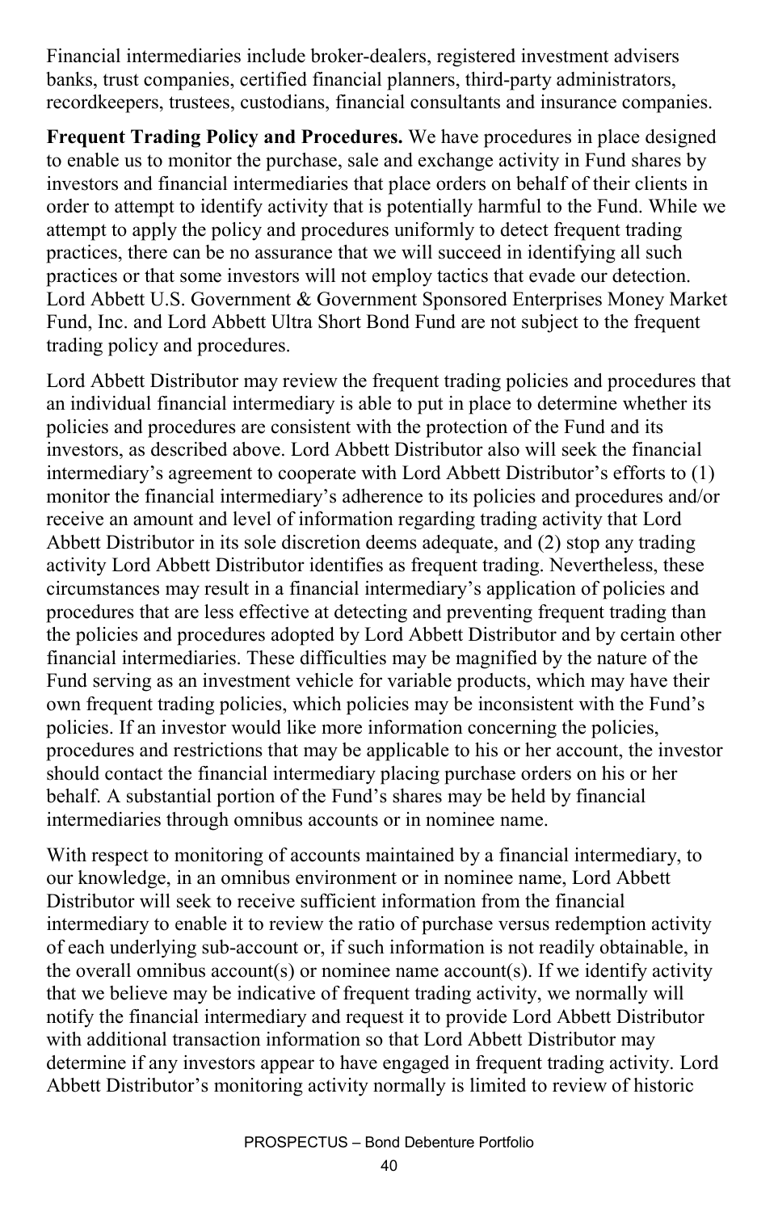Financial intermediaries include broker-dealers, registered investment advisers banks, trust companies, certified financial planners, third-party administrators, recordkeepers, trustees, custodians, financial consultants and insurance companies.

**Frequent Trading Policy and Procedures.** We have procedures in place designed to enable us to monitor the purchase, sale and exchange activity in Fund shares by investors and financial intermediaries that place orders on behalf of their clients in order to attempt to identify activity that is potentially harmful to the Fund. While we attempt to apply the policy and procedures uniformly to detect frequent trading practices, there can be no assurance that we will succeed in identifying all such practices or that some investors will not employ tactics that evade our detection. Lord Abbett U.S. Government & Government Sponsored Enterprises Money Market Fund, Inc. and Lord Abbett Ultra Short Bond Fund are not subject to the frequent trading policy and procedures.

Lord Abbett Distributor may review the frequent trading policies and procedures that an individual financial intermediary is able to put in place to determine whether its policies and procedures are consistent with the protection of the Fund and its investors, as described above. Lord Abbett Distributor also will seek the financial intermediary's agreement to cooperate with Lord Abbett Distributor's efforts to (1) monitor the financial intermediary's adherence to its policies and procedures and/or receive an amount and level of information regarding trading activity that Lord Abbett Distributor in its sole discretion deems adequate, and (2) stop any trading activity Lord Abbett Distributor identifies as frequent trading. Nevertheless, these circumstances may result in a financial intermediary's application of policies and procedures that are less effective at detecting and preventing frequent trading than the policies and procedures adopted by Lord Abbett Distributor and by certain other financial intermediaries. These difficulties may be magnified by the nature of the Fund serving as an investment vehicle for variable products, which may have their own frequent trading policies, which policies may be inconsistent with the Fund's policies. If an investor would like more information concerning the policies, procedures and restrictions that may be applicable to his or her account, the investor should contact the financial intermediary placing purchase orders on his or her behalf. A substantial portion of the Fund's shares may be held by financial intermediaries through omnibus accounts or in nominee name.

With respect to monitoring of accounts maintained by a financial intermediary, to our knowledge, in an omnibus environment or in nominee name, Lord Abbett Distributor will seek to receive sufficient information from the financial intermediary to enable it to review the ratio of purchase versus redemption activity of each underlying sub-account or, if such information is not readily obtainable, in the overall omnibus account(s) or nominee name account(s). If we identify activity that we believe may be indicative of frequent trading activity, we normally will notify the financial intermediary and request it to provide Lord Abbett Distributor with additional transaction information so that Lord Abbett Distributor may determine if any investors appear to have engaged in frequent trading activity. Lord Abbett Distributor's monitoring activity normally is limited to review of historic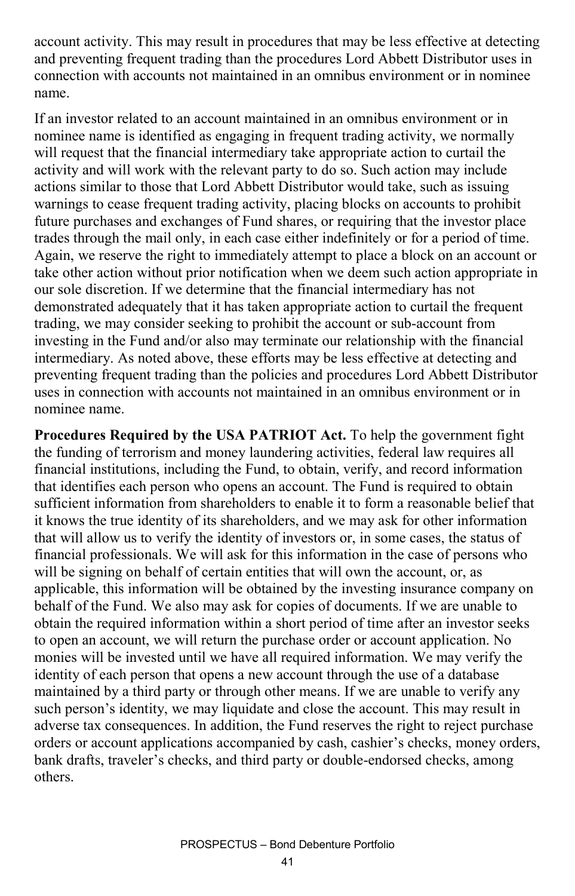account activity. This may result in procedures that may be less effective at detecting and preventing frequent trading than the procedures Lord Abbett Distributor uses in connection with accounts not maintained in an omnibus environment or in nominee name.

If an investor related to an account maintained in an omnibus environment or in nominee name is identified as engaging in frequent trading activity, we normally will request that the financial intermediary take appropriate action to curtail the activity and will work with the relevant party to do so. Such action may include actions similar to those that Lord Abbett Distributor would take, such as issuing warnings to cease frequent trading activity, placing blocks on accounts to prohibit future purchases and exchanges of Fund shares, or requiring that the investor place trades through the mail only, in each case either indefinitely or for a period of time. Again, we reserve the right to immediately attempt to place a block on an account or take other action without prior notification when we deem such action appropriate in our sole discretion. If we determine that the financial intermediary has not demonstrated adequately that it has taken appropriate action to curtail the frequent trading, we may consider seeking to prohibit the account or sub-account from investing in the Fund and/or also may terminate our relationship with the financial intermediary. As noted above, these efforts may be less effective at detecting and preventing frequent trading than the policies and procedures Lord Abbett Distributor uses in connection with accounts not maintained in an omnibus environment or in nominee name.

**Procedures Required by the USA PATRIOT Act.** To help the government fight the funding of terrorism and money laundering activities, federal law requires all financial institutions, including the Fund, to obtain, verify, and record information that identifies each person who opens an account. The Fund is required to obtain sufficient information from shareholders to enable it to form a reasonable belief that it knows the true identity of its shareholders, and we may ask for other information that will allow us to verify the identity of investors or, in some cases, the status of financial professionals. We will ask for this information in the case of persons who will be signing on behalf of certain entities that will own the account, or, as applicable, this information will be obtained by the investing insurance company on behalf of the Fund. We also may ask for copies of documents. If we are unable to obtain the required information within a short period of time after an investor seeks to open an account, we will return the purchase order or account application. No monies will be invested until we have all required information. We may verify the identity of each person that opens a new account through the use of a database maintained by a third party or through other means. If we are unable to verify any such person's identity, we may liquidate and close the account. This may result in adverse tax consequences. In addition, the Fund reserves the right to reject purchase orders or account applications accompanied by cash, cashier's checks, money orders, bank drafts, traveler's checks, and third party or double-endorsed checks, among others.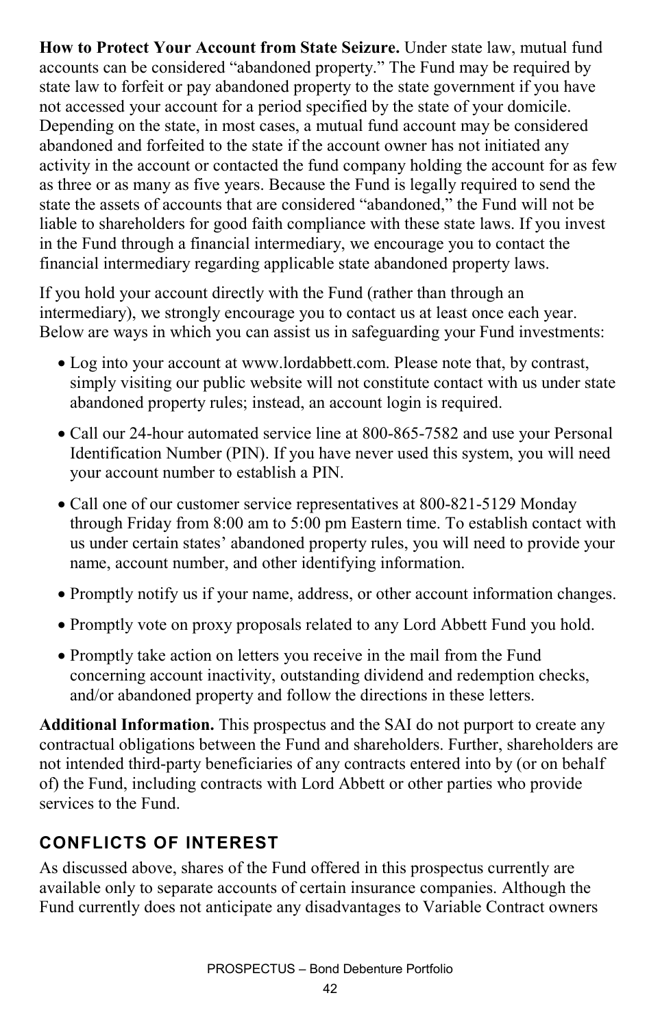**How to Protect Your Account from State Seizure.** Under state law, mutual fund accounts can be considered "abandoned property." The Fund may be required by state law to forfeit or pay abandoned property to the state government if you have not accessed your account for a period specified by the state of your domicile. Depending on the state, in most cases, a mutual fund account may be considered abandoned and forfeited to the state if the account owner has not initiated any activity in the account or contacted the fund company holding the account for as few as three or as many as five years. Because the Fund is legally required to send the state the assets of accounts that are considered "abandoned," the Fund will not be liable to shareholders for good faith compliance with these state laws. If you invest in the Fund through a financial intermediary, we encourage you to contact the financial intermediary regarding applicable state abandoned property laws.

If you hold your account directly with the Fund (rather than through an intermediary), we strongly encourage you to contact us at least once each year. Below are ways in which you can assist us in safeguarding your Fund investments:

- Log into your account at www.lordabbett.com. Please note that, by contrast, simply visiting our public website will not constitute contact with us under state abandoned property rules; instead, an account login is required.
- Call our 24-hour automated service line at 800-865-7582 and use your Personal Identification Number (PIN). If you have never used this system, you will need your account number to establish a PIN.
- Call one of our customer service representatives at 800-821-5129 Monday through Friday from 8:00 am to 5:00 pm Eastern time. To establish contact with us under certain states' abandoned property rules, you will need to provide your name, account number, and other identifying information.
- Promptly notify us if your name, address, or other account information changes.
- Promptly vote on proxy proposals related to any Lord Abbett Fund you hold.
- Promptly take action on letters you receive in the mail from the Fund concerning account inactivity, outstanding dividend and redemption checks, and/or abandoned property and follow the directions in these letters.

**Additional Information.** This prospectus and the SAI do not purport to create any contractual obligations between the Fund and shareholders. Further, shareholders are not intended third-party beneficiaries of any contracts entered into by (or on behalf of) the Fund, including contracts with Lord Abbett or other parties who provide services to the Fund.

## CONFLICTS OF INTEREST

As discussed above, shares of the Fund offered in this prospectus currently are available only to separate accounts of certain insurance companies. Although the Fund currently does not anticipate any disadvantages to Variable Contract owners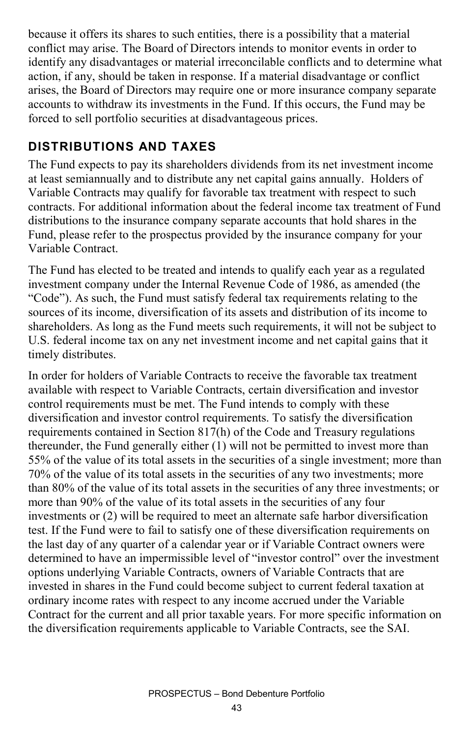because it offers its shares to such entities, there is a possibility that a material conflict may arise. The Board of Directors intends to monitor events in order to identify any disadvantages or material irreconcilable conflicts and to determine what action, if any, should be taken in response. If a material disadvantage or conflict arises, the Board of Directors may require one or more insurance company separate accounts to withdraw its investments in the Fund. If this occurs, the Fund may be forced to sell portfolio securities at disadvantageous prices.

## DISTRIBUTIONS AND TAXES

The Fund expects to pay its shareholders dividends from its net investment income at least semiannually and to distribute any net capital gains annually. Holders of Variable Contracts may qualify for favorable tax treatment with respect to such contracts. For additional information about the federal income tax treatment of Fund distributions to the insurance company separate accounts that hold shares in the Fund, please refer to the prospectus provided by the insurance company for your Variable Contract.

The Fund has elected to be treated and intends to qualify each year as a regulated investment company under the Internal Revenue Code of 1986, as amended (the "Code"). As such, the Fund must satisfy federal tax requirements relating to the sources of its income, diversification of its assets and distribution of its income to shareholders. As long as the Fund meets such requirements, it will not be subject to U.S. federal income tax on any net investment income and net capital gains that it timely distributes.

In order for holders of Variable Contracts to receive the favorable tax treatment available with respect to Variable Contracts, certain diversification and investor control requirements must be met. The Fund intends to comply with these diversification and investor control requirements. To satisfy the diversification requirements contained in Section 817(h) of the Code and Treasury regulations thereunder, the Fund generally either (1) will not be permitted to invest more than 55% of the value of its total assets in the securities of a single investment; more than 70% of the value of its total assets in the securities of any two investments; more than 80% of the value of its total assets in the securities of any three investments; or more than 90% of the value of its total assets in the securities of any four investments or (2) will be required to meet an alternate safe harbor diversification test. If the Fund were to fail to satisfy one of these diversification requirements on the last day of any quarter of a calendar year or if Variable Contract owners were determined to have an impermissible level of "investor control" over the investment options underlying Variable Contracts, owners of Variable Contracts that are invested in shares in the Fund could become subject to current federal taxation at ordinary income rates with respect to any income accrued under the Variable Contract for the current and all prior taxable years. For more specific information on the diversification requirements applicable to Variable Contracts, see the SAI.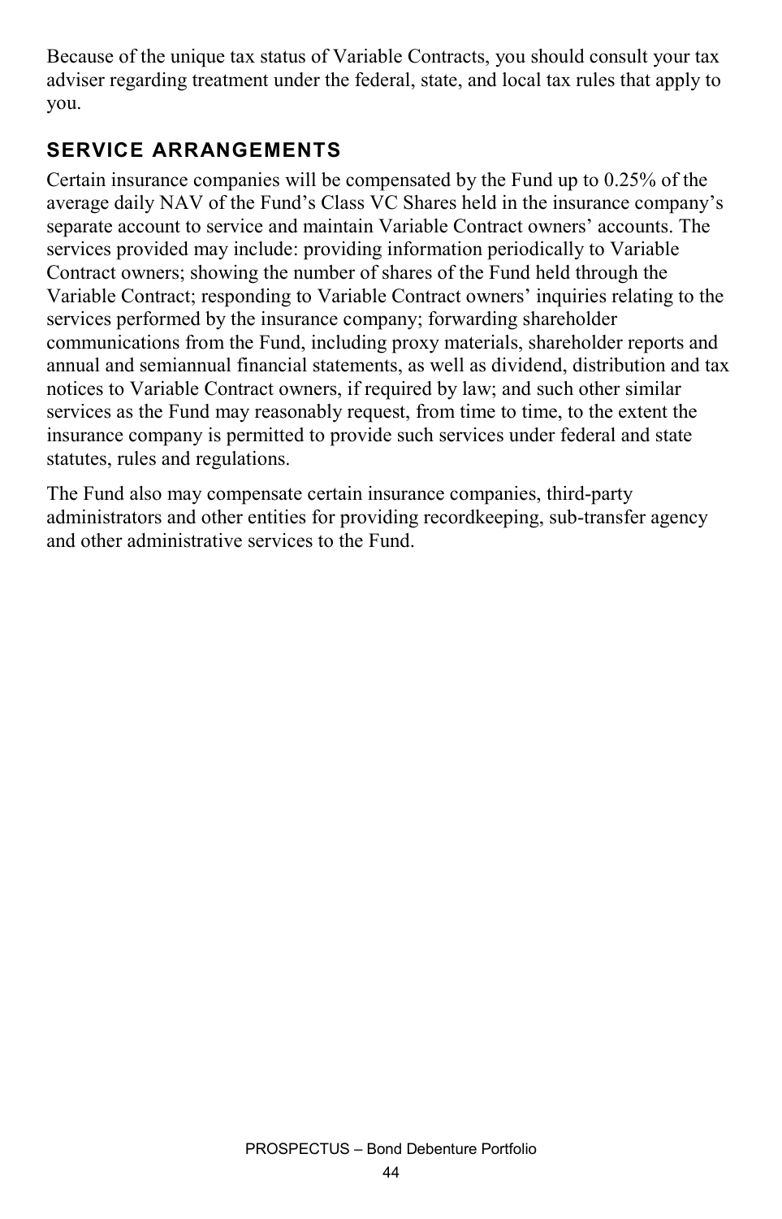Because of the unique tax status of Variable Contracts, you should consult your tax adviser regarding treatment under the federal, state, and local tax rules that apply to you.

## SERVICE ARRANGEMENTS

Certain insurance companies will be compensated by the Fund up to 0.25% of the average daily NAV of the Fund's Class VC Shares held in the insurance company's separate account to service and maintain Variable Contract owners' accounts. The services provided may include: providing information periodically to Variable Contract owners; showing the number of shares of the Fund held through the Variable Contract; responding to Variable Contract owners' inquiries relating to the services performed by the insurance company; forwarding shareholder communications from the Fund, including proxy materials, shareholder reports and annual and semiannual financial statements, as well as dividend, distribution and tax notices to Variable Contract owners, if required by law; and such other similar services as the Fund may reasonably request, from time to time, to the extent the insurance company is permitted to provide such services under federal and state statutes, rules and regulations.

The Fund also may compensate certain insurance companies, third-party administrators and other entities for providing recordkeeping, sub-transfer agency and other administrative services to the Fund.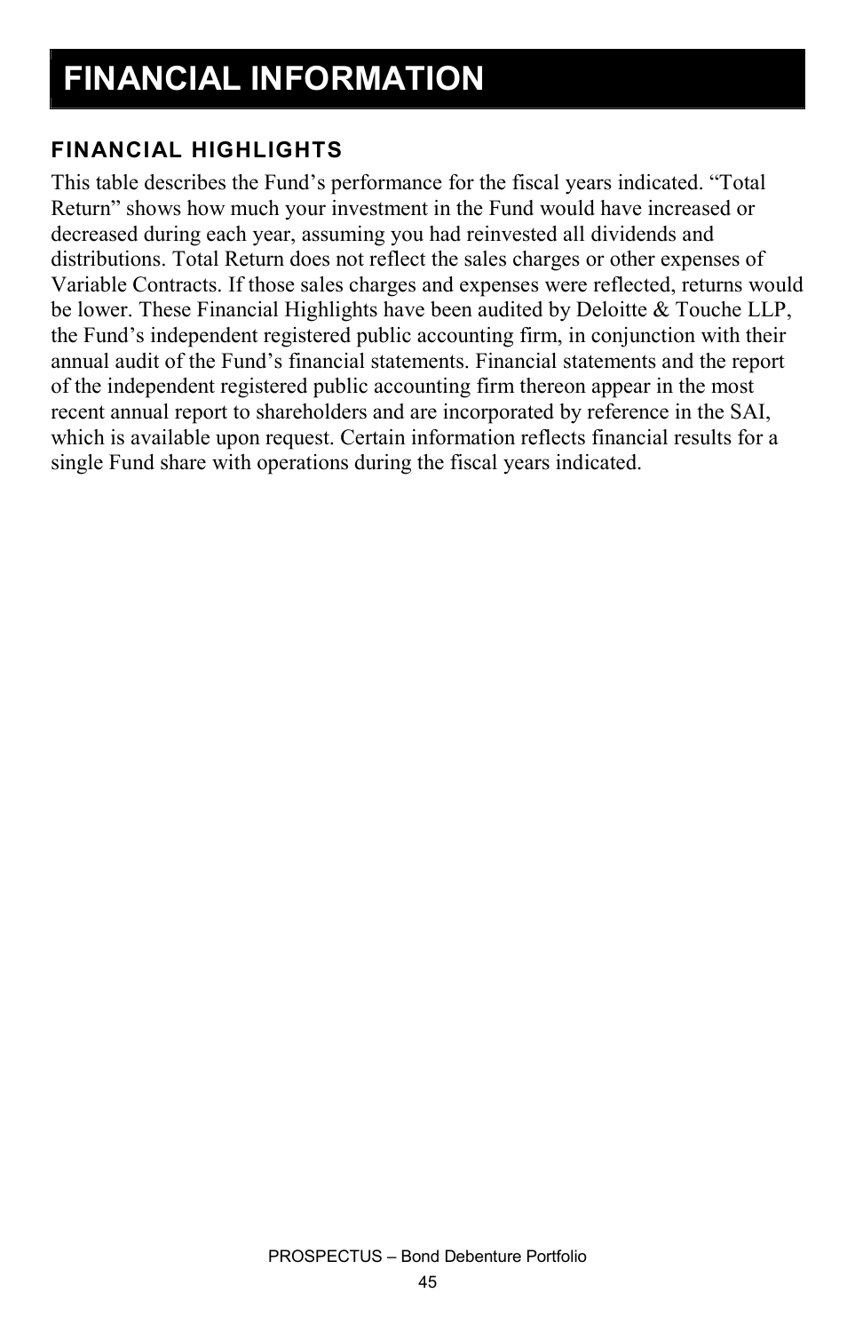# FINANCIAL INFORMATION

## FINANCIAL HIGHLIGHTS

This table describes the Fund's performance for the fiscal years indicated. "Total Return" shows how much your investment in the Fund would have increased or decreased during each year, assuming you had reinvested all dividends and distributions. Total Return does not reflect the sales charges or other expenses of Variable Contracts. If those sales charges and expenses were reflected, returns would be lower. These Financial Highlights have been audited by Deloitte & Touche LLP, the Fund's independent registered public accounting firm, in conjunction with their annual audit of the Fund's financial statements. Financial statements and the report of the independent registered public accounting firm thereon appear in the most recent annual report to shareholders and are incorporated by reference in the SAI, which is available upon request. Certain information reflects financial results for a single Fund share with operations during the fiscal years indicated.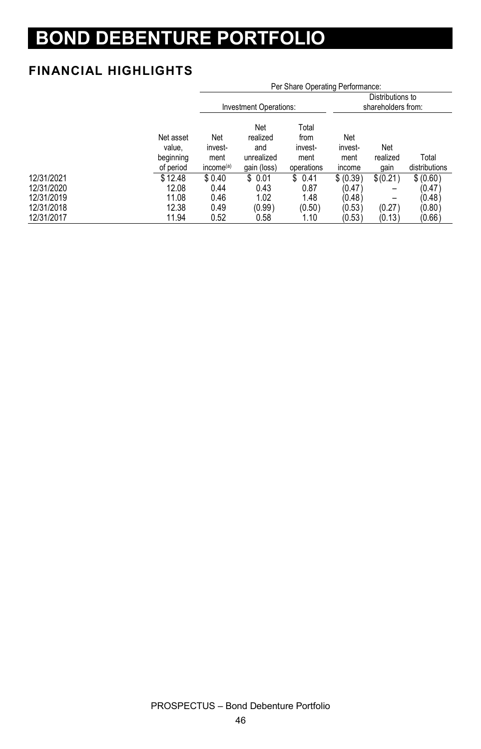# BOND DEBENTURE PORTFOLIO

## FINANCIAL HIGHLIGHTS

| | Per Share Operating Performance: | | | | | | |
|---|---|---|---|---|---|---|---|
| | | Investment Operations: | | | Distributions to shareholders from: | | |
| | Net asset value, beginning of period | Net invest-ment income[(a)] | Net realized and unrealized gain (loss) | Total from invest-ment operations | Net invest-ment income | Net realized gain | Total distributions |
| 12/31/2021 | $ 12.48 | $ 0.40 | $ 0.01 | $ 0.41 | $ (0.39) | $ (0.21) | $ (0.60) |
| 12/31/2020 | 12.08 | 0.44 | 0.43 | 0.87 | (0.47) | – | (0.47) |
| 12/31/2019 | 11.08 | 0.46 | 1.02 | 1.48 | (0.48) | – | (0.48) |
| 12/31/2018 | 12.38 | 0.49 | (0.99) | (0.50) | (0.53) | (0.27) | (0.80) |
| 12/31/2017 | 11.94 | 0.52 | 0.58 | 1.10 | (0.53) | (0.13) | (0.66) |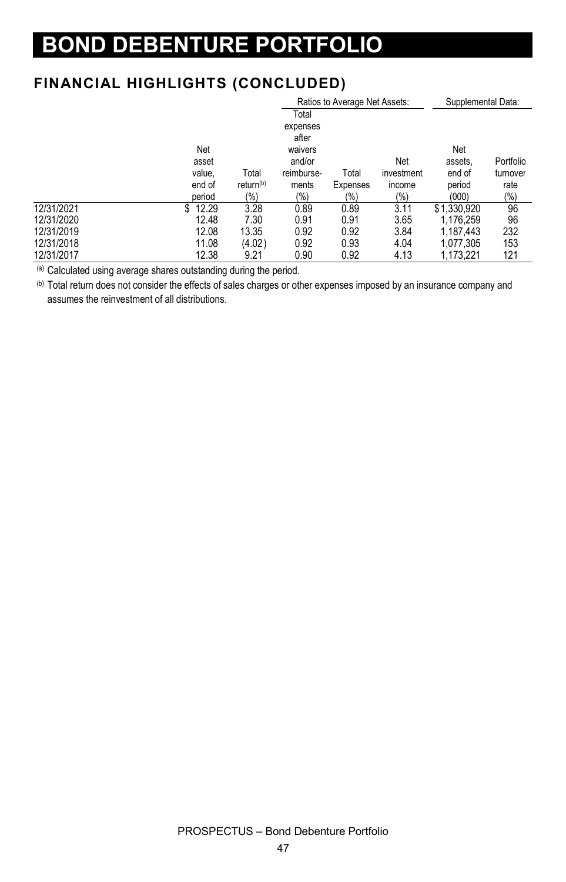# BOND DEBENTURE PORTFOLIO

## FINANCIAL HIGHLIGHTS (CONCLUDED)

| | | | Ratios to Average Net Assets: | | | Supplemental Data: | |
|---|---|---|---|---|---|---|---|
| | Net asset value, end of period | Total return[(b)] (%) | Total expenses after waivers and/or reimburse-ments (%) | Total Expenses (%) | Net investment income (%) | Net assets, end of period (000) | Portfolio turnover rate (%) |
| 12/31/2021 | $ 12.29 | 3.28 | 0.89 | 0.89 | 3.11 | $1,330,920 | 96 |
| 12/31/2020 | 12.48 | 7.30 | 0.91 | 0.91 | 3.65 | 1,176,259 | 96 |
| 12/31/2019 | 12.08 | 13.35 | 0.92 | 0.92 | 3.84 | 1,187,443 | 232 |
| 12/31/2018 | 11.08 | (4.02) | 0.92 | 0.93 | 4.04 | 1,077,305 | 153 |
| 12/31/2017 | 12.38 | 9.21 | 0.90 | 0.92 | 4.13 | 1,173,221 | 121 |

[(a)] Calculated using average shares outstanding during the period.

[(b)] Total return does not consider the effects of sales charges or other expenses imposed by an insurance company and assumes the reinvestment of all distributions.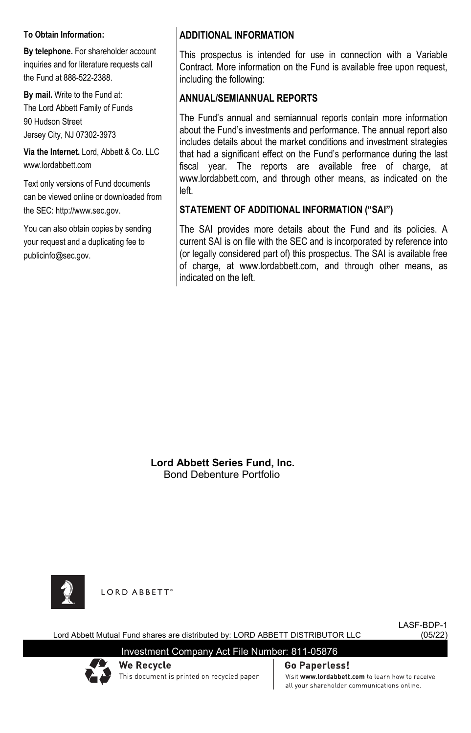**To Obtain Information:**

**By telephone.** For shareholder account inquiries and for literature requests call the Fund at 888-522-2388.

**By mail.** Write to the Fund at:
The Lord Abbett Family of Funds
90 Hudson Street
Jersey City, NJ 07302-3973

**Via the Internet.** Lord, Abbett & Co. LLC
www.lordabbett.com

Text only versions of Fund documents can be viewed online or downloaded from the SEC: http://www.sec.gov.

You can also obtain copies by sending your request and a duplicating fee to publicinfo@sec.gov.

## ADDITIONAL INFORMATION

This prospectus is intended for use in connection with a Variable Contract. More information on the Fund is available free upon request, including the following:

## ANNUAL/SEMIANNUAL REPORTS

The Fund's annual and semiannual reports contain more information about the Fund's investments and performance. The annual report also includes details about the market conditions and investment strategies that had a significant effect on the Fund's performance during the last fiscal year. The reports are available free of charge, at www.lordabbett.com, and through other means, as indicated on the left.

## STATEMENT OF ADDITIONAL INFORMATION ("SAI")

The SAI provides more details about the Fund and its policies. A current SAI is on file with the SEC and is incorporated by reference into (or legally considered part of) this prospectus. The SAI is available free of charge, at www.lordabbett.com, and through other means, as indicated on the left.

**Lord Abbett Series Fund, Inc.**
Bond Debenture Portfolio

LORD ABBETT®

Lord Abbett Mutual Fund shares are distributed by: LORD ABBETT DISTRIBUTOR LLC

LASF-BDP-1
(05/22)

Investment Company Act File Number: 811-05876

**We Recycle**
This document is printed on recycled paper.

**Go Paperless!**
Visit **www.lordabbett.com** to learn how to receive all your shareholder communications online.